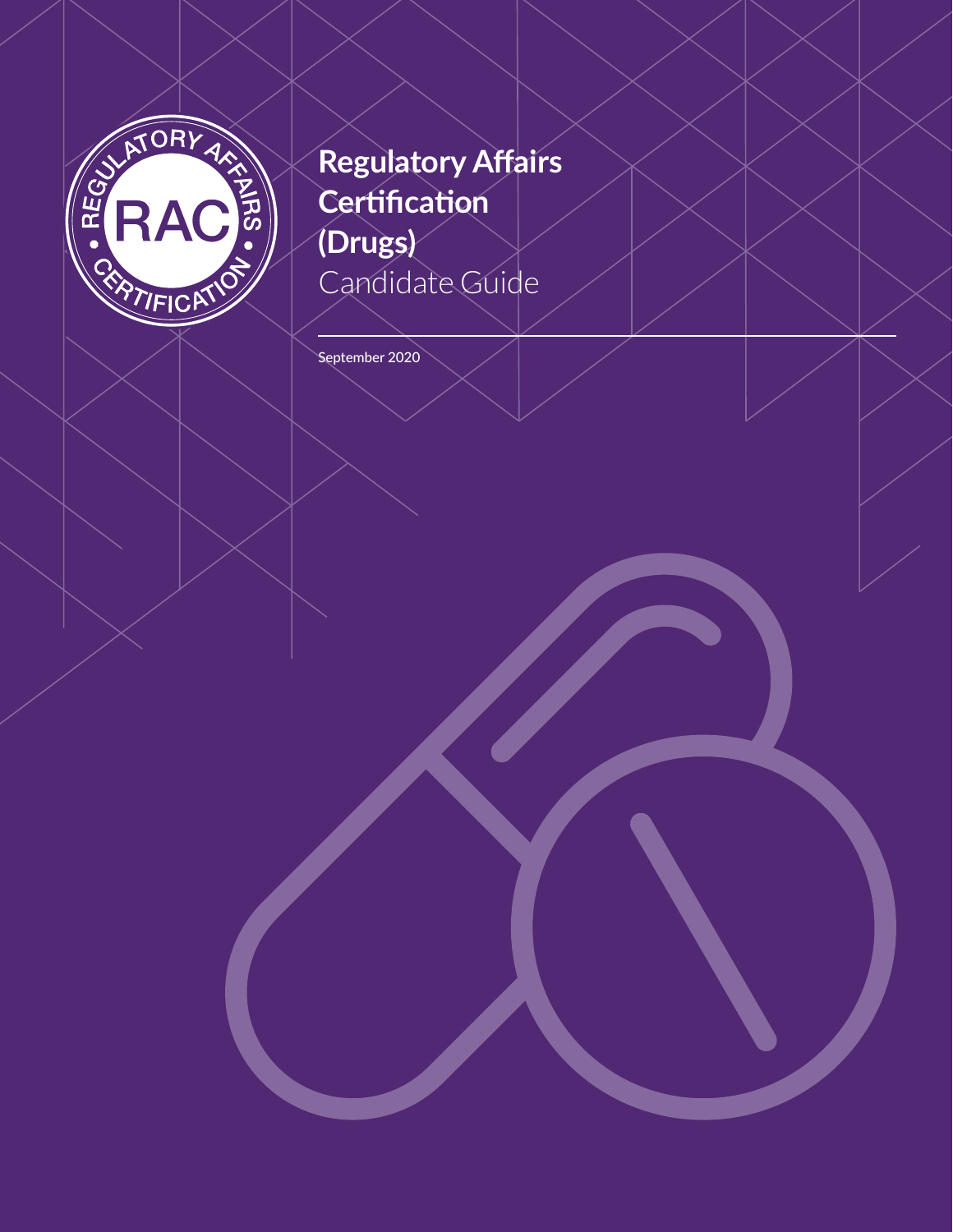# Regulatory Affairs Certification (Drugs)

Candidate Guide

September 2020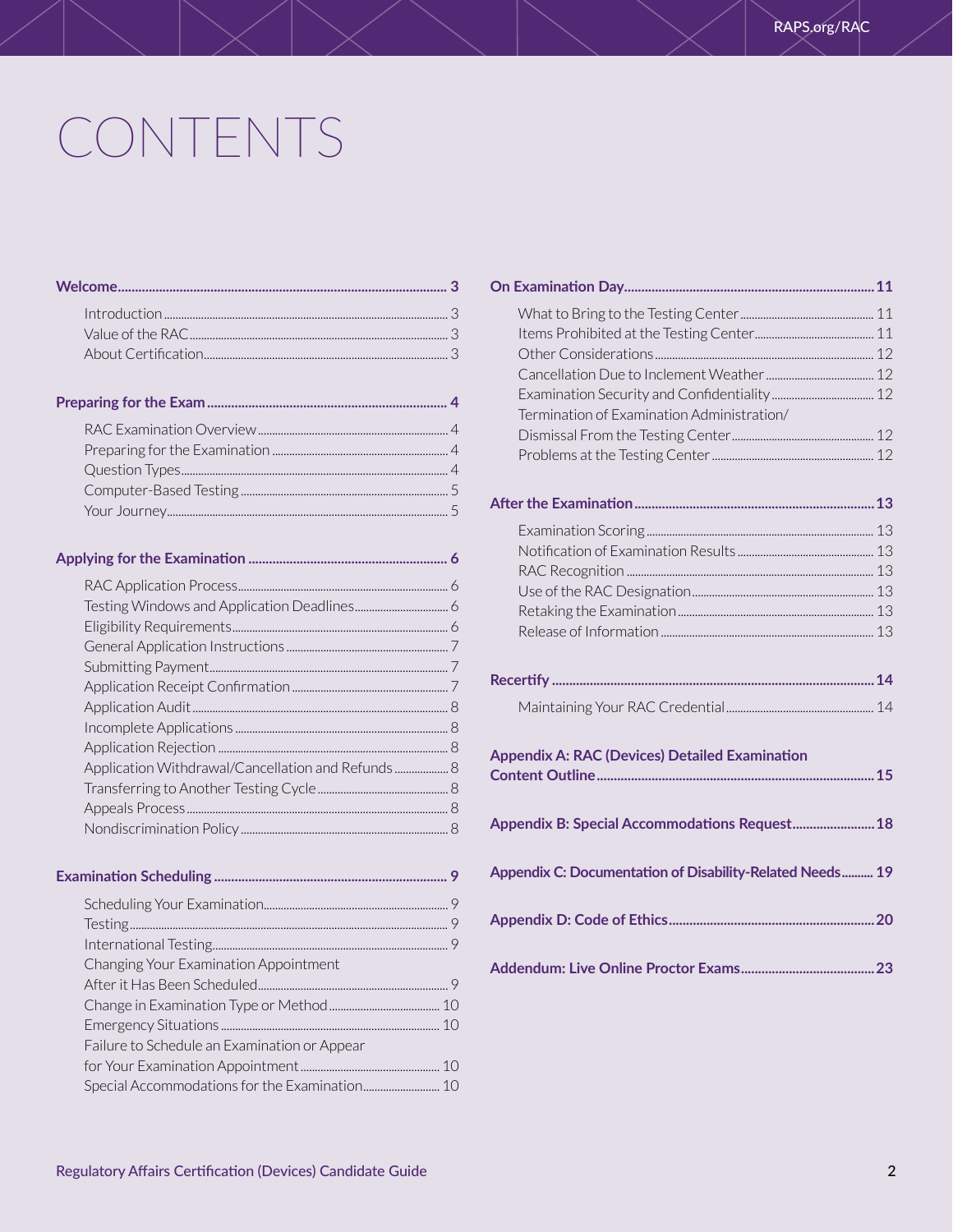# CONTENTS

**Welcome** .......... 3

- Introduction .......... 3
- Value of the RAC .......... 3
- About Certification .......... 3

**Preparing for the Exam** .......... 4

- RAC Examination Overview .......... 4
- Preparing for the Examination .......... 4
- Question Types .......... 4
- Computer-Based Testing .......... 5
- Your Journey .......... 5

**Applying for the Examination** .......... 6

- RAC Application Process .......... 6
- Testing Windows and Application Deadlines .......... 6
- Eligibility Requirements .......... 6
- General Application Instructions .......... 7
- Submitting Payment .......... 7
- Application Receipt Confirmation .......... 7
- Application Audit .......... 8
- Incomplete Applications .......... 8
- Application Rejection .......... 8
- Application Withdrawal/Cancellation and Refunds .......... 8
- Transferring to Another Testing Cycle .......... 8
- Appeals Process .......... 8
- Nondiscrimination Policy .......... 8

**Examination Scheduling** .......... 9

- Scheduling Your Examination .......... 9
- Testing .......... 9
- International Testing .......... 9
- Changing Your Examination Appointment After it Has Been Scheduled .......... 9
- Change in Examination Type or Method .......... 10
- Emergency Situations .......... 10
- Failure to Schedule an Examination or Appear for Your Examination Appointment .......... 10
- Special Accommodations for the Examination .......... 10

**On Examination Day** .......... 11

- What to Bring to the Testing Center .......... 11
- Items Prohibited at the Testing Center .......... 11
- Other Considerations .......... 12
- Cancellation Due to Inclement Weather .......... 12
- Examination Security and Confidentiality .......... 12
- Termination of Examination Administration/ Dismissal From the Testing Center .......... 12
- Problems at the Testing Center .......... 12

**After the Examination** .......... 13

- Examination Scoring .......... 13
- Notification of Examination Results .......... 13
- RAC Recognition .......... 13
- Use of the RAC Designation .......... 13
- Retaking the Examination .......... 13
- Release of Information .......... 13

**Recertify** .......... 14

- Maintaining Your RAC Credential .......... 14

**Appendix A: RAC (Devices) Detailed Examination Content Outline** .......... 15

**Appendix B: Special Accommodations Request** .......... 18

**Appendix C: Documentation of Disability-Related Needs** .......... 19

**Appendix D: Code of Ethics** .......... 20

**Addendum: Live Online Proctor Exams** .......... 23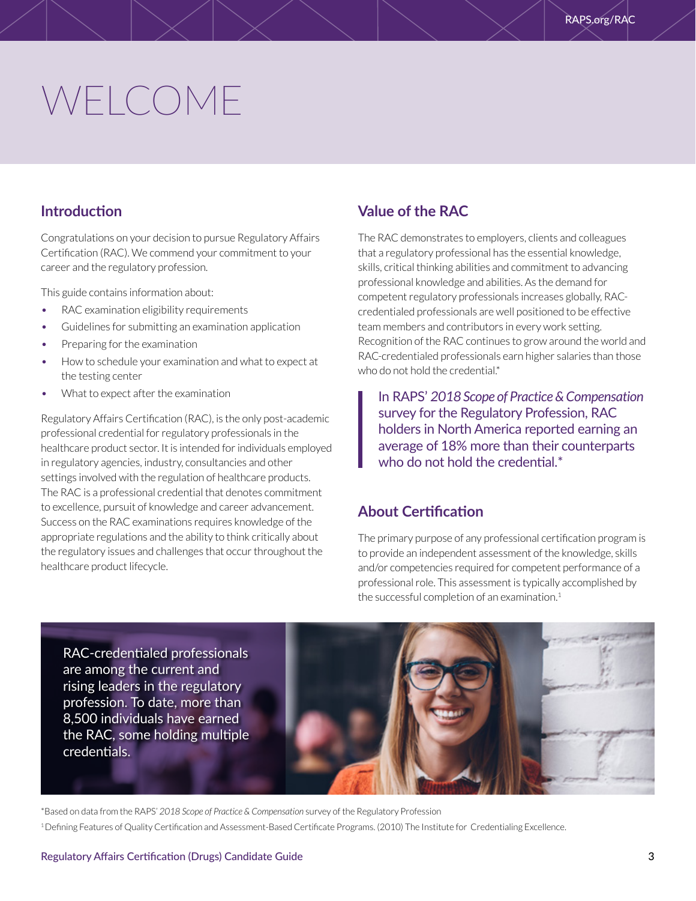# WELCOME

## Introduction

Congratulations on your decision to pursue Regulatory Affairs Certification (RAC). We commend your commitment to your career and the regulatory profession.

This guide contains information about:

- RAC examination eligibility requirements
- Guidelines for submitting an examination application
- Preparing for the examination
- How to schedule your examination and what to expect at the testing center
- What to expect after the examination

Regulatory Affairs Certification (RAC), is the only post-academic professional credential for regulatory professionals in the healthcare product sector. It is intended for individuals employed in regulatory agencies, industry, consultancies and other settings involved with the regulation of healthcare products. The RAC is a professional credential that denotes commitment to excellence, pursuit of knowledge and career advancement. Success on the RAC examinations requires knowledge of the appropriate regulations and the ability to think critically about the regulatory issues and challenges that occur throughout the healthcare product lifecycle.

## Value of the RAC

The RAC demonstrates to employers, clients and colleagues that a regulatory professional has the essential knowledge, skills, critical thinking abilities and commitment to advancing professional knowledge and abilities. As the demand for competent regulatory professionals increases globally, RAC-credentialed professionals are well positioned to be effective team members and contributors in every work setting. Recognition of the RAC continues to grow around the world and RAC-credentialed professionals earn higher salaries than those who do not hold the credential.*

> In RAPS' *2018 Scope of Practice & Compensation* survey for the Regulatory Profession, RAC holders in North America reported earning an average of 18% more than their counterparts who do not hold the credential.*

## About Certification

The primary purpose of any professional certification program is to provide an independent assessment of the knowledge, skills and/or competencies required for competent performance of a professional role. This assessment is typically accomplished by the successful completion of an examination.[1]

RAC-credentialed professionals are among the current and rising leaders in the regulatory profession. To date, more than 8,500 individuals have earned the RAC, some holding multiple credentials.

*Based on data from the RAPS' *2018 Scope of Practice & Compensation* survey of the Regulatory Profession

[1] Defining Features of Quality Certification and Assessment-Based Certificate Programs. (2010) The Institute for Credentialing Excellence.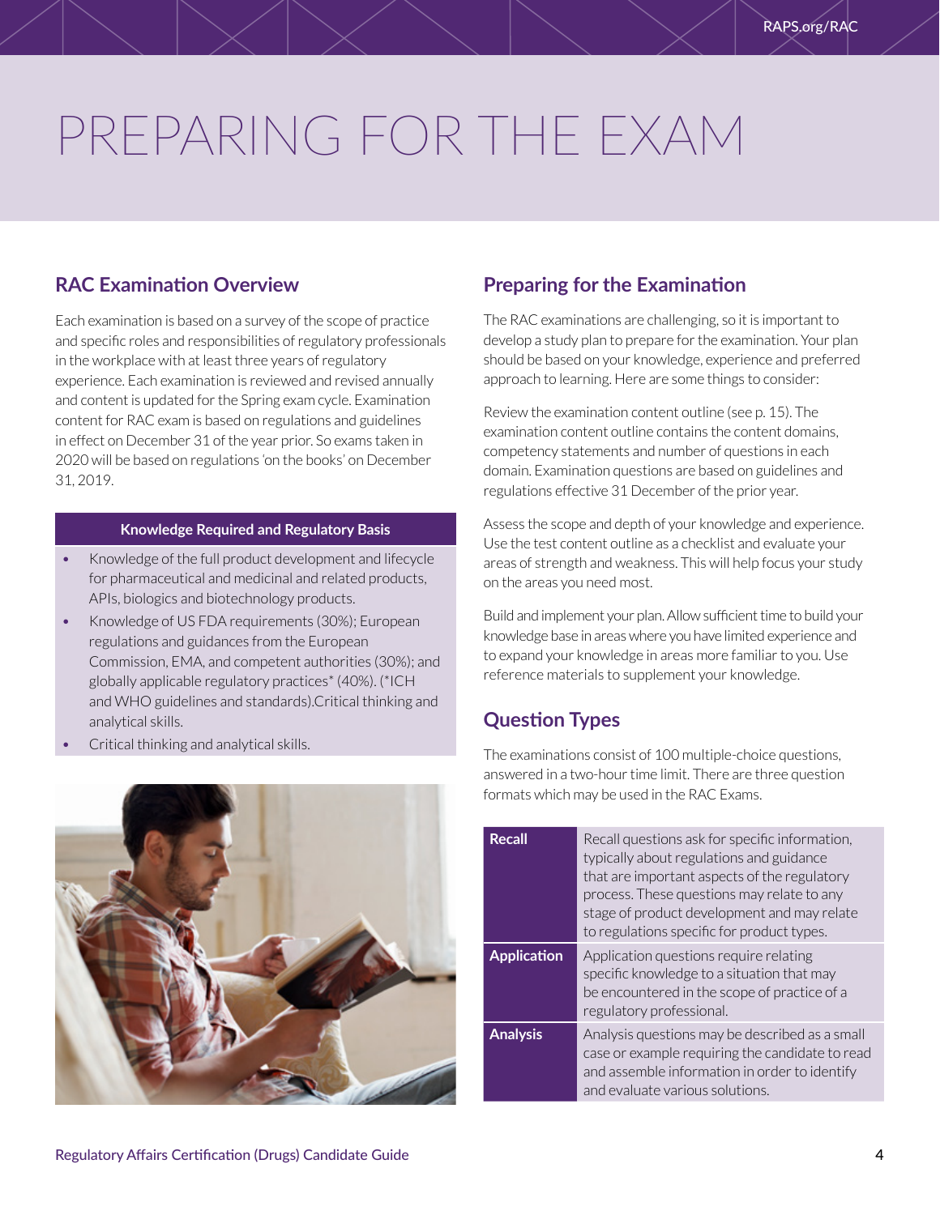# PREPARING FOR THE EXAM

## RAC Examination Overview

Each examination is based on a survey of the scope of practice and specific roles and responsibilities of regulatory professionals in the workplace with at least three years of regulatory experience. Each examination is reviewed and revised annually and content is updated for the Spring exam cycle. Examination content for RAC exam is based on regulations and guidelines in effect on December 31 of the year prior. So exams taken in 2020 will be based on regulations 'on the books' on December 31, 2019.

**Knowledge Required and Regulatory Basis**

- Knowledge of the full product development and lifecycle for pharmaceutical and medicinal and related products, APIs, biologics and biotechnology products.
- Knowledge of US FDA requirements (30%); European regulations and guidances from the European Commission, EMA, and competent authorities (30%); and globally applicable regulatory practices* (40%). (*ICH and WHO guidelines and standards).Critical thinking and analytical skills.
- Critical thinking and analytical skills.

## Preparing for the Examination

The RAC examinations are challenging, so it is important to develop a study plan to prepare for the examination. Your plan should be based on your knowledge, experience and preferred approach to learning. Here are some things to consider:

Review the examination content outline (see p. 15). The examination content outline contains the content domains, competency statements and number of questions in each domain. Examination questions are based on guidelines and regulations effective 31 December of the prior year.

Assess the scope and depth of your knowledge and experience. Use the test content outline as a checklist and evaluate your areas of strength and weakness. This will help focus your study on the areas you need most.

Build and implement your plan. Allow sufficient time to build your knowledge base in areas where you have limited experience and to expand your knowledge in areas more familiar to you. Use reference materials to supplement your knowledge.

## Question Types

The examinations consist of 100 multiple-choice questions, answered in a two-hour time limit. There are three question formats which may be used in the RAC Exams.

| | |
|---|---|
| **Recall** | Recall questions ask for specific information, typically about regulations and guidance that are important aspects of the regulatory process. These questions may relate to any stage of product development and may relate to regulations specific for product types. |
| **Application** | Application questions require relating specific knowledge to a situation that may be encountered in the scope of practice of a regulatory professional. |
| **Analysis** | Analysis questions may be described as a small case or example requiring the candidate to read and assemble information in order to identify and evaluate various solutions. |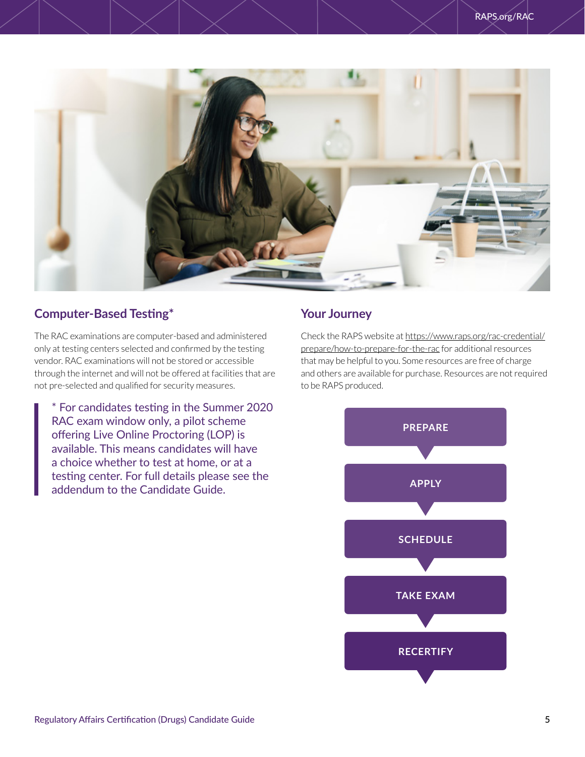## Computer-Based Testing*

The RAC examinations are computer-based and administered only at testing centers selected and confirmed by the testing vendor. RAC examinations will not be stored or accessible through the internet and will not be offered at facilities that are not pre-selected and qualified for security measures.

> * For candidates testing in the Summer 2020 RAC exam window only, a pilot scheme offering Live Online Proctoring (LOP) is available. This means candidates will have a choice whether to test at home, or at a testing center. For full details please see the addendum to the Candidate Guide.

## Your Journey

Check the RAPS website at https://www.raps.org/rac-credential/prepare/how-to-prepare-for-the-rac for additional resources that may be helpful to you. Some resources are free of charge and others are available for purchase. Resources are not required to be RAPS produced.

1. PREPARE
2. APPLY
3. SCHEDULE
4. TAKE EXAM
5. RECERTIFY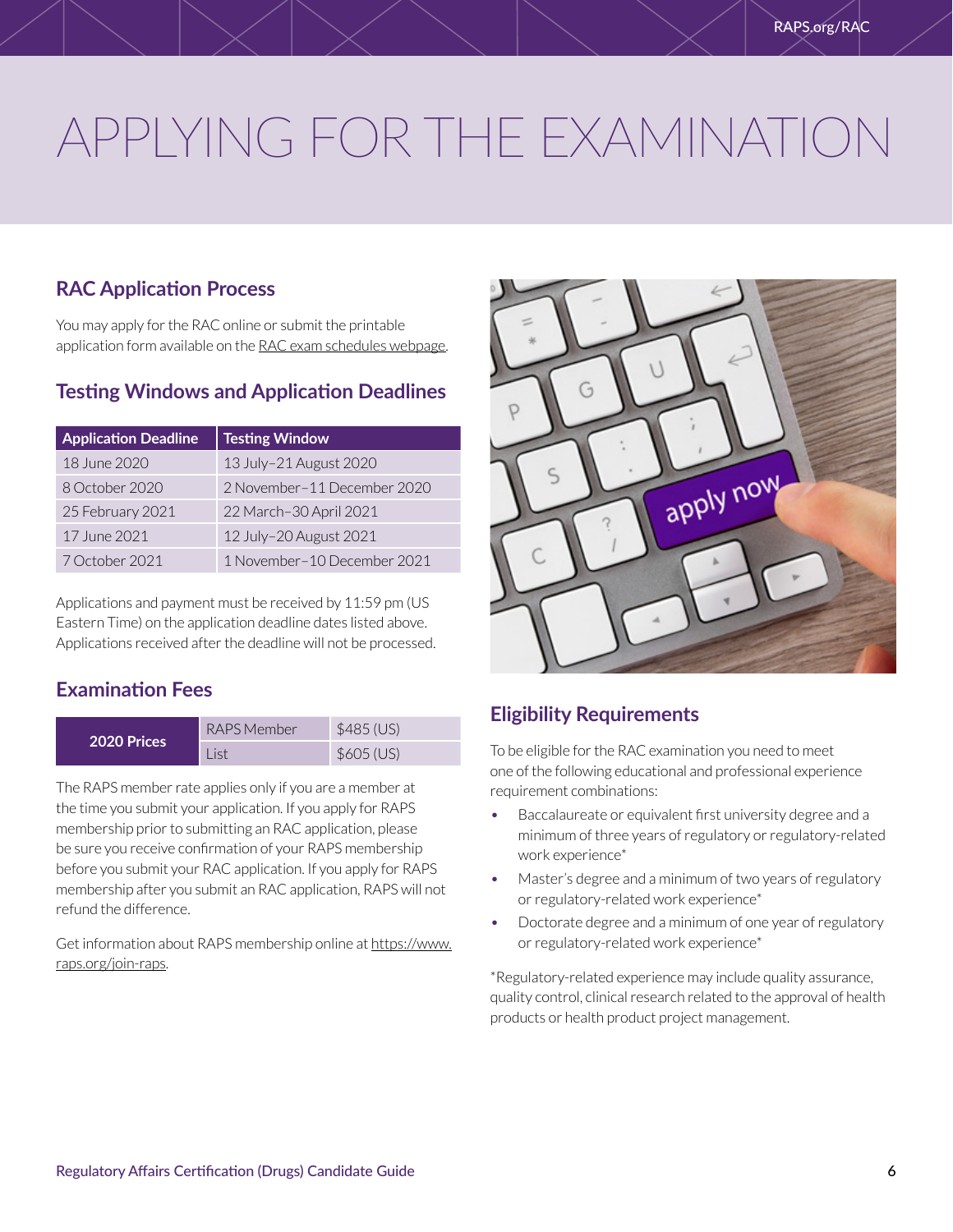# APPLYING FOR THE EXAMINATION

## RAC Application Process

You may apply for the RAC online or submit the printable application form available on the RAC exam schedules webpage.

## Testing Windows and Application Deadlines

| Application Deadline | Testing Window |
|---|---|
| 18 June 2020 | 13 July–21 August 2020 |
| 8 October 2020 | 2 November–11 December 2020 |
| 25 February 2021 | 22 March–30 April 2021 |
| 17 June 2021 | 12 July–20 August 2021 |
| 7 October 2021 | 1 November–10 December 2021 |

Applications and payment must be received by 11:59 pm (US Eastern Time) on the application deadline dates listed above. Applications received after the deadline will not be processed.

## Examination Fees

| 2020 Prices | | |
|---|---|---|
| | RAPS Member | $485 (US) |
| | List | $605 (US) |

The RAPS member rate applies only if you are a member at the time you submit your application. If you apply for RAPS membership prior to submitting an RAC application, please be sure you receive confirmation of your RAPS membership before you submit your RAC application. If you apply for RAPS membership after you submit an RAC application, RAPS will not refund the difference.

Get information about RAPS membership online at https://www.raps.org/join-raps.

## Eligibility Requirements

To be eligible for the RAC examination you need to meet one of the following educational and professional experience requirement combinations:

- Baccalaureate or equivalent first university degree and a minimum of three years of regulatory or regulatory-related work experience*
- Master's degree and a minimum of two years of regulatory or regulatory-related work experience*
- Doctorate degree and a minimum of one year of regulatory or regulatory-related work experience*

*Regulatory-related experience may include quality assurance, quality control, clinical research related to the approval of health products or health product project management.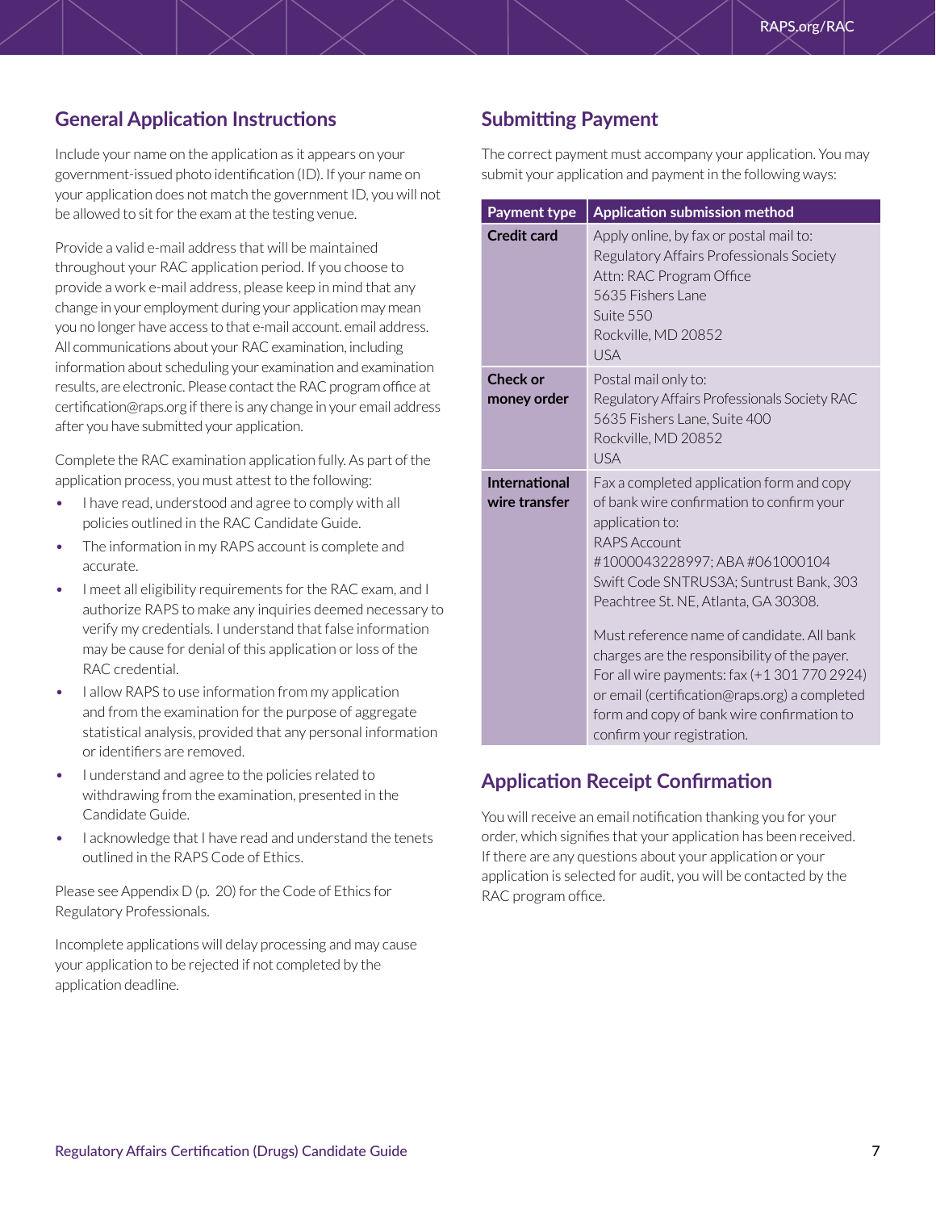## General Application Instructions

Include your name on the application as it appears on your government-issued photo identification (ID). If your name on your application does not match the government ID, you will not be allowed to sit for the exam at the testing venue.

Provide a valid e-mail address that will be maintained throughout your RAC application period. If you choose to provide a work e-mail address, please keep in mind that any change in your employment during your application may mean you no longer have access to that e-mail account. email address. All communications about your RAC examination, including information about scheduling your examination and examination results, are electronic. Please contact the RAC program office at certification@raps.org if there is any change in your email address after you have submitted your application.

Complete the RAC examination application fully. As part of the application process, you must attest to the following:

- I have read, understood and agree to comply with all policies outlined in the RAC Candidate Guide.
- The information in my RAPS account is complete and accurate.
- I meet all eligibility requirements for the RAC exam, and I authorize RAPS to make any inquiries deemed necessary to verify my credentials. I understand that false information may be cause for denial of this application or loss of the RAC credential.
- I allow RAPS to use information from my application and from the examination for the purpose of aggregate statistical analysis, provided that any personal information or identifiers are removed.
- I understand and agree to the policies related to withdrawing from the examination, presented in the Candidate Guide.
- I acknowledge that I have read and understand the tenets outlined in the RAPS Code of Ethics.

Please see Appendix D (p. 20) for the Code of Ethics for Regulatory Professionals.

Incomplete applications will delay processing and may cause your application to be rejected if not completed by the application deadline.

## Submitting Payment

The correct payment must accompany your application. You may submit your application and payment in the following ways:

| Payment type | Application submission method |
|---|---|
| **Credit card** | Apply online, by fax or postal mail to:<br>Regulatory Affairs Professionals Society<br>Attn: RAC Program Office<br>5635 Fishers Lane<br>Suite 550<br>Rockville, MD 20852<br>USA |
| **Check or money order** | Postal mail only to:<br>Regulatory Affairs Professionals Society RAC<br>5635 Fishers Lane, Suite 400<br>Rockville, MD 20852<br>USA |
| **International wire transfer** | Fax a completed application form and copy of bank wire confirmation to confirm your application to:<br>RAPS Account #1000043228997; ABA #061000104 Swift Code SNTRUS3A; Suntrust Bank, 303 Peachtree St. NE, Atlanta, GA 30308.<br><br>Must reference name of candidate. All bank charges are the responsibility of the payer. For all wire payments: fax (+1 301 770 2924) or email (certification@raps.org) a completed form and copy of bank wire confirmation to confirm your registration. |

## Application Receipt Confirmation

You will receive an email notification thanking you for your order, which signifies that your application has been received. If there are any questions about your application or your application is selected for audit, you will be contacted by the RAC program office.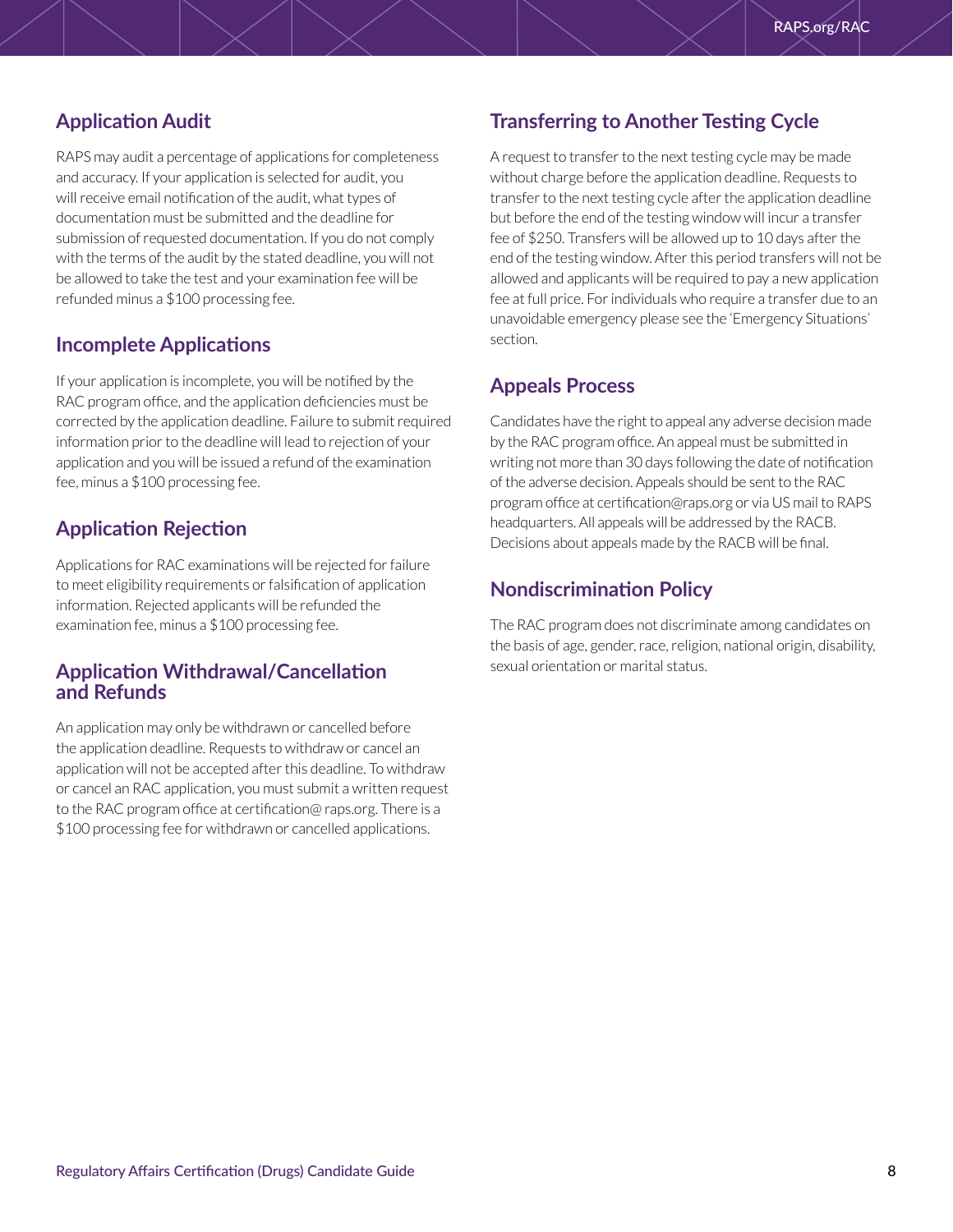## Application Audit

RAPS may audit a percentage of applications for completeness and accuracy. If your application is selected for audit, you will receive email notification of the audit, what types of documentation must be submitted and the deadline for submission of requested documentation. If you do not comply with the terms of the audit by the stated deadline, you will not be allowed to take the test and your examination fee will be refunded minus a $100 processing fee.

## Incomplete Applications

If your application is incomplete, you will be notified by the RAC program office, and the application deficiencies must be corrected by the application deadline. Failure to submit required information prior to the deadline will lead to rejection of your application and you will be issued a refund of the examination fee, minus a $100 processing fee.

## Application Rejection

Applications for RAC examinations will be rejected for failure to meet eligibility requirements or falsification of application information. Rejected applicants will be refunded the examination fee, minus a $100 processing fee.

## Application Withdrawal/Cancellation and Refunds

An application may only be withdrawn or cancelled before the application deadline. Requests to withdraw or cancel an application will not be accepted after this deadline. To withdraw or cancel an RAC application, you must submit a written request to the RAC program office at certification@ raps.org. There is a $100 processing fee for withdrawn or cancelled applications.

## Transferring to Another Testing Cycle

A request to transfer to the next testing cycle may be made without charge before the application deadline. Requests to transfer to the next testing cycle after the application deadline but before the end of the testing window will incur a transfer fee of $250. Transfers will be allowed up to 10 days after the end of the testing window. After this period transfers will not be allowed and applicants will be required to pay a new application fee at full price. For individuals who require a transfer due to an unavoidable emergency please see the 'Emergency Situations' section.

## Appeals Process

Candidates have the right to appeal any adverse decision made by the RAC program office. An appeal must be submitted in writing not more than 30 days following the date of notification of the adverse decision. Appeals should be sent to the RAC program office at certification@raps.org or via US mail to RAPS headquarters. All appeals will be addressed by the RACB. Decisions about appeals made by the RACB will be final.

## Nondiscrimination Policy

The RAC program does not discriminate among candidates on the basis of age, gender, race, religion, national origin, disability, sexual orientation or marital status.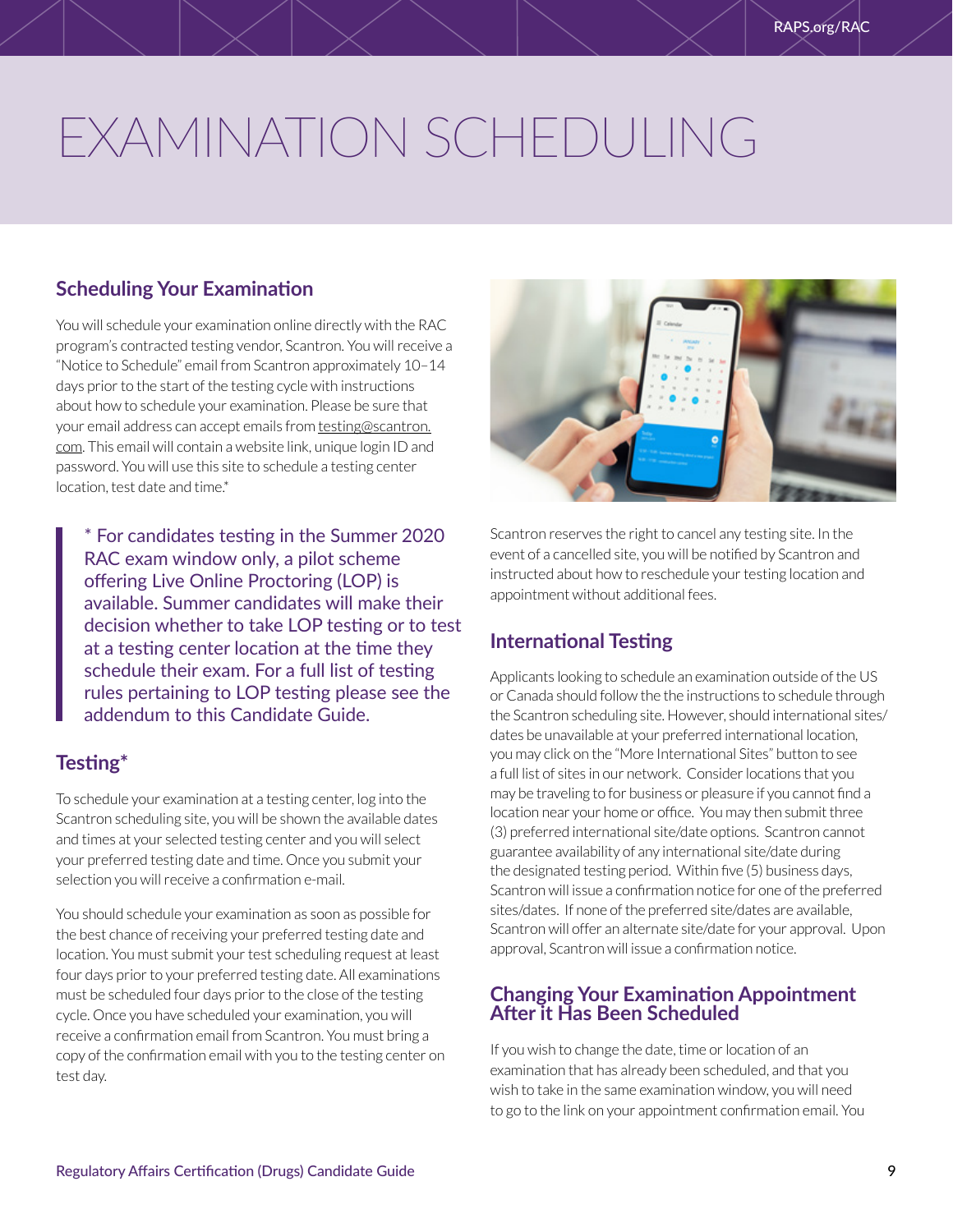# EXAMINATION SCHEDULING

## Scheduling Your Examination

You will schedule your examination online directly with the RAC program's contracted testing vendor, Scantron. You will receive a "Notice to Schedule" email from Scantron approximately 10–14 days prior to the start of the testing cycle with instructions about how to schedule your examination. Please be sure that your email address can accept emails from testing@scantron.com. This email will contain a website link, unique login ID and password. You will use this site to schedule a testing center location, test date and time.*

> * For candidates testing in the Summer 2020 RAC exam window only, a pilot scheme offering Live Online Proctoring (LOP) is available. Summer candidates will make their decision whether to take LOP testing or to test at a testing center location at the time they schedule their exam. For a full list of testing rules pertaining to LOP testing please see the addendum to this Candidate Guide.

## Testing*

To schedule your examination at a testing center, log into the Scantron scheduling site, you will be shown the available dates and times at your selected testing center and you will select your preferred testing date and time. Once you submit your selection you will receive a confirmation e-mail.

You should schedule your examination as soon as possible for the best chance of receiving your preferred testing date and location. You must submit your test scheduling request at least four days prior to your preferred testing date. All examinations must be scheduled four days prior to the close of the testing cycle. Once you have scheduled your examination, you will receive a confirmation email from Scantron. You must bring a copy of the confirmation email with you to the testing center on test day.

Scantron reserves the right to cancel any testing site. In the event of a cancelled site, you will be notified by Scantron and instructed about how to reschedule your testing location and appointment without additional fees.

## International Testing

Applicants looking to schedule an examination outside of the US or Canada should follow the the instructions to schedule through the Scantron scheduling site. However, should international sites/dates be unavailable at your preferred international location, you may click on the "More International Sites" button to see a full list of sites in our network. Consider locations that you may be traveling to for business or pleasure if you cannot find a location near your home or office. You may then submit three (3) preferred international site/date options. Scantron cannot guarantee availability of any international site/date during the designated testing period. Within five (5) business days, Scantron will issue a confirmation notice for one of the preferred sites/dates. If none of the preferred site/dates are available, Scantron will offer an alternate site/date for your approval. Upon approval, Scantron will issue a confirmation notice.

## Changing Your Examination Appointment After it Has Been Scheduled

If you wish to change the date, time or location of an examination that has already been scheduled, and that you wish to take in the same examination window, you will need to go to the link on your appointment confirmation email. You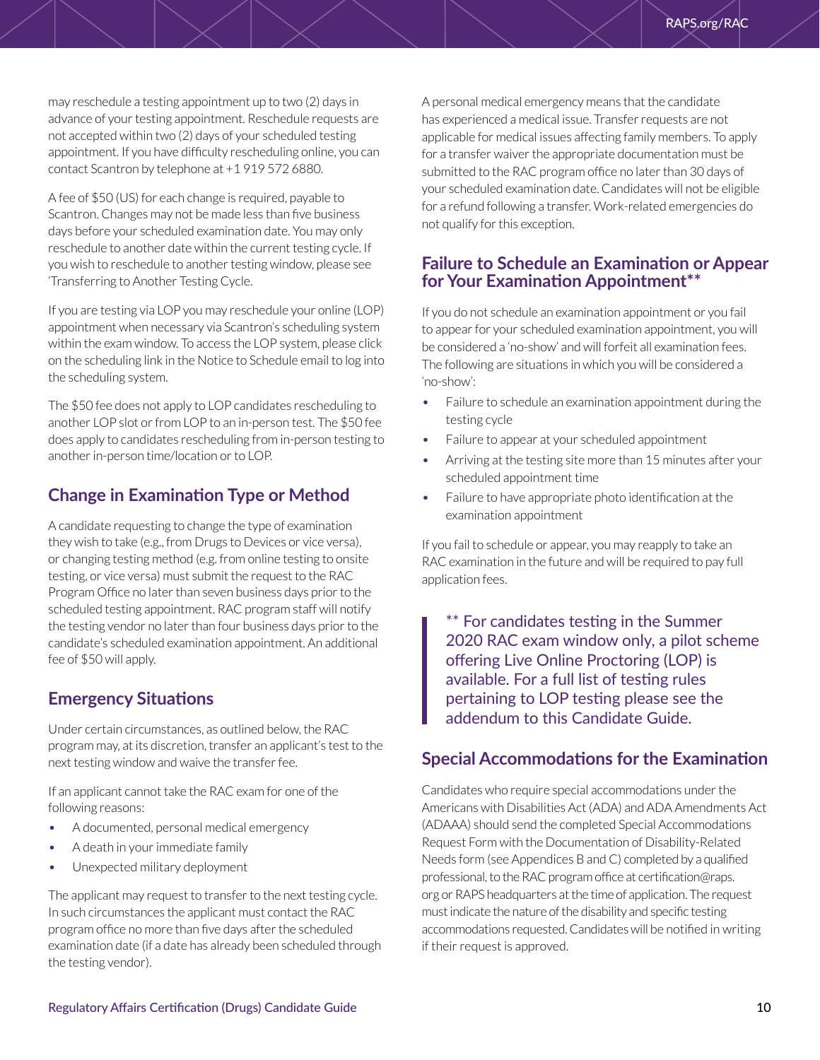may reschedule a testing appointment up to two (2) days in advance of your testing appointment. Reschedule requests are not accepted within two (2) days of your scheduled testing appointment. If you have difficulty rescheduling online, you can contact Scantron by telephone at +1 919 572 6880.

A fee of $50 (US) for each change is required, payable to Scantron. Changes may not be made less than five business days before your scheduled examination date. You may only reschedule to another date within the current testing cycle. If you wish to reschedule to another testing window, please see 'Transferring to Another Testing Cycle.

If you are testing via LOP you may reschedule your online (LOP) appointment when necessary via Scantron's scheduling system within the exam window. To access the LOP system, please click on the scheduling link in the Notice to Schedule email to log into the scheduling system.

The $50 fee does not apply to LOP candidates rescheduling to another LOP slot or from LOP to an in-person test. The $50 fee does apply to candidates rescheduling from in-person testing to another in-person time/location or to LOP.

## Change in Examination Type or Method

A candidate requesting to change the type of examination they wish to take (e.g., from Drugs to Devices or vice versa), or changing testing method (e.g. from online testing to onsite testing, or vice versa) must submit the request to the RAC Program Office no later than seven business days prior to the scheduled testing appointment. RAC program staff will notify the testing vendor no later than four business days prior to the candidate's scheduled examination appointment. An additional fee of $50 will apply.

## Emergency Situations

Under certain circumstances, as outlined below, the RAC program may, at its discretion, transfer an applicant's test to the next testing window and waive the transfer fee.

If an applicant cannot take the RAC exam for one of the following reasons:

- A documented, personal medical emergency
- A death in your immediate family
- Unexpected military deployment

The applicant may request to transfer to the next testing cycle. In such circumstances the applicant must contact the RAC program office no more than five days after the scheduled examination date (if a date has already been scheduled through the testing vendor).

A personal medical emergency means that the candidate has experienced a medical issue. Transfer requests are not applicable for medical issues affecting family members. To apply for a transfer waiver the appropriate documentation must be submitted to the RAC program office no later than 30 days of your scheduled examination date. Candidates will not be eligible for a refund following a transfer. Work-related emergencies do not qualify for this exception.

## Failure to Schedule an Examination or Appear for Your Examination Appointment**

If you do not schedule an examination appointment or you fail to appear for your scheduled examination appointment, you will be considered a 'no-show' and will forfeit all examination fees. The following are situations in which you will be considered a 'no-show':

- Failure to schedule an examination appointment during the testing cycle
- Failure to appear at your scheduled appointment
- Arriving at the testing site more than 15 minutes after your scheduled appointment time
- Failure to have appropriate photo identification at the examination appointment

If you fail to schedule or appear, you may reapply to take an RAC examination in the future and will be required to pay full application fees.

> ** For candidates testing in the Summer 2020 RAC exam window only, a pilot scheme offering Live Online Proctoring (LOP) is available. For a full list of testing rules pertaining to LOP testing please see the addendum to this Candidate Guide.

## Special Accommodations for the Examination

Candidates who require special accommodations under the Americans with Disabilities Act (ADA) and ADA Amendments Act (ADAAA) should send the completed Special Accommodations Request Form with the Documentation of Disability-Related Needs form (see Appendices B and C) completed by a qualified professional, to the RAC program office at certification@raps.org or RAPS headquarters at the time of application. The request must indicate the nature of the disability and specific testing accommodations requested. Candidates will be notified in writing if their request is approved.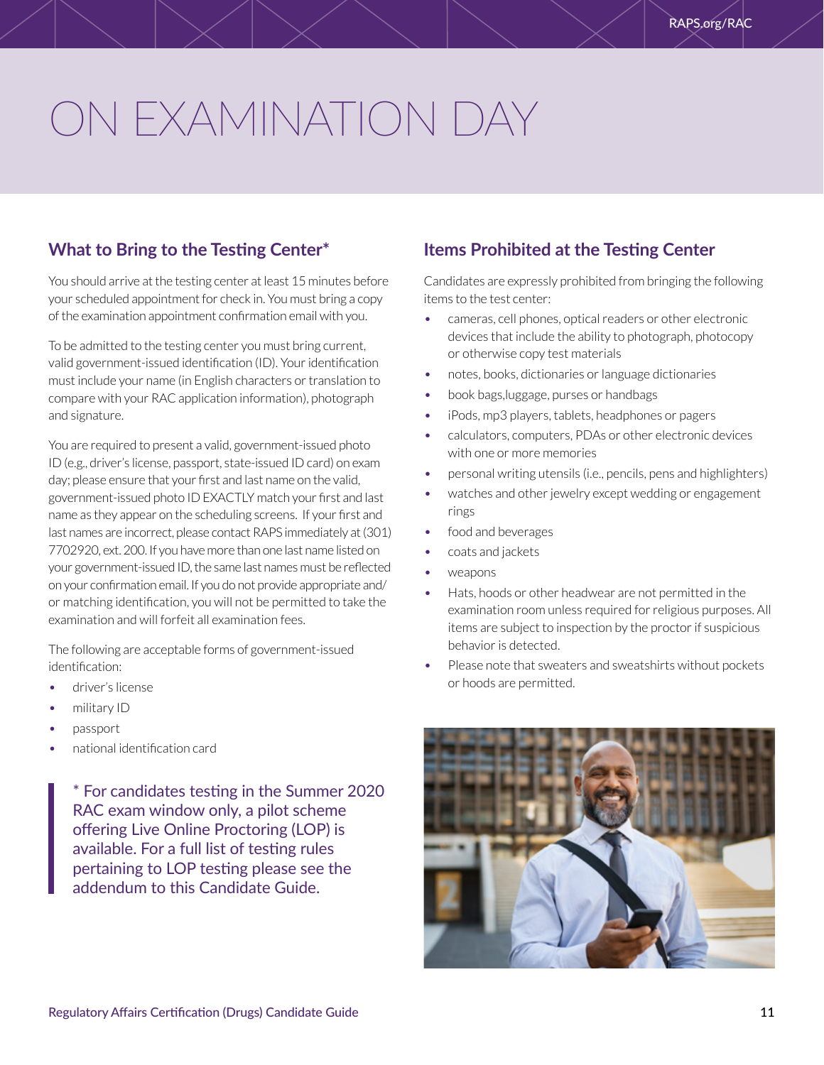# ON EXAMINATION DAY

## What to Bring to the Testing Center*

You should arrive at the testing center at least 15 minutes before your scheduled appointment for check in. You must bring a copy of the examination appointment confirmation email with you.

To be admitted to the testing center you must bring current, valid government-issued identification (ID). Your identification must include your name (in English characters or translation to compare with your RAC application information), photograph and signature.

You are required to present a valid, government-issued photo ID (e.g., driver's license, passport, state-issued ID card) on exam day; please ensure that your first and last name on the valid, government-issued photo ID EXACTLY match your first and last name as they appear on the scheduling screens. If your first and last names are incorrect, please contact RAPS immediately at (301) 7702920, ext. 200. If you have more than one last name listed on your government-issued ID, the same last names must be reflected on your confirmation email. If you do not provide appropriate and/or matching identification, you will not be permitted to take the examination and will forfeit all examination fees.

The following are acceptable forms of government-issued identification:

- driver's license
- military ID
- passport
- national identification card

> * For candidates testing in the Summer 2020 RAC exam window only, a pilot scheme offering Live Online Proctoring (LOP) is available. For a full list of testing rules pertaining to LOP testing please see the addendum to this Candidate Guide.

## Items Prohibited at the Testing Center

Candidates are expressly prohibited from bringing the following items to the test center:

- cameras, cell phones, optical readers or other electronic devices that include the ability to photograph, photocopy or otherwise copy test materials
- notes, books, dictionaries or language dictionaries
- book bags,luggage, purses or handbags
- iPods, mp3 players, tablets, headphones or pagers
- calculators, computers, PDAs or other electronic devices with one or more memories
- personal writing utensils (i.e., pencils, pens and highlighters)
- watches and other jewelry except wedding or engagement rings
- food and beverages
- coats and jackets
- weapons
- Hats, hoods or other headwear are not permitted in the examination room unless required for religious purposes. All items are subject to inspection by the proctor if suspicious behavior is detected.
- Please note that sweaters and sweatshirts without pockets or hoods are permitted.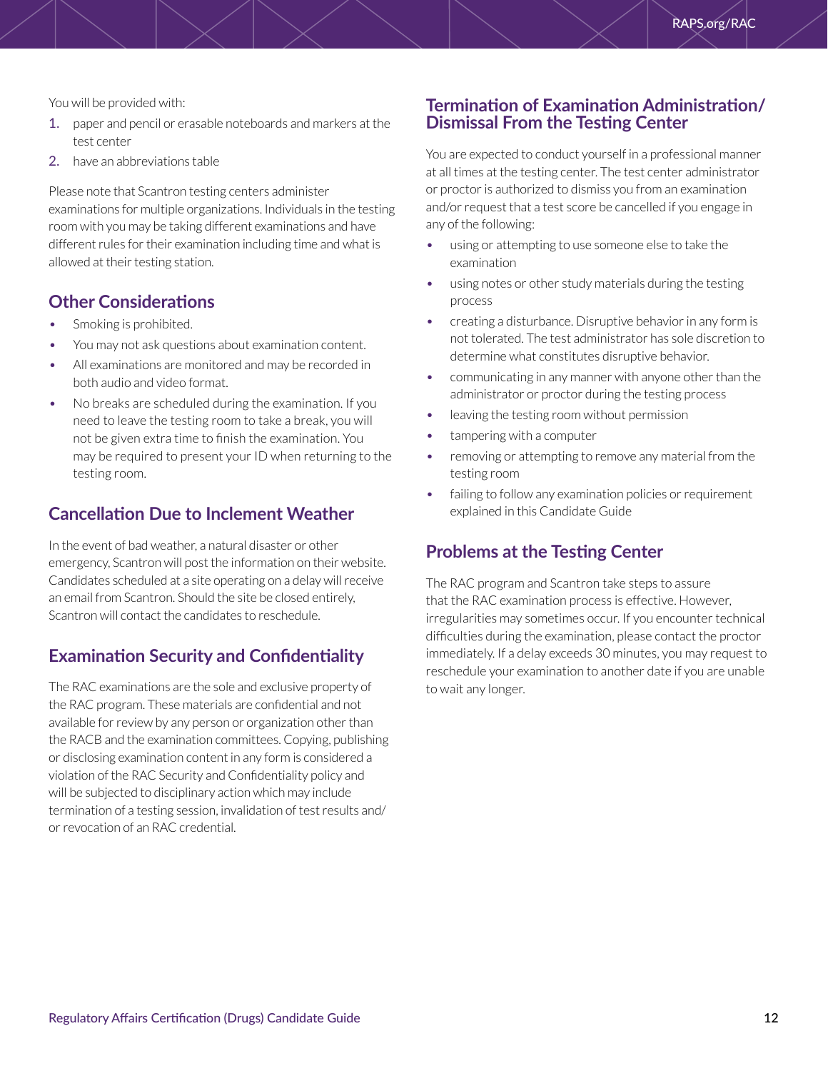You will be provided with:

1. paper and pencil or erasable noteboards and markers at the test center
2. have an abbreviations table

Please note that Scantron testing centers administer examinations for multiple organizations. Individuals in the testing room with you may be taking different examinations and have different rules for their examination including time and what is allowed at their testing station.

## Other Considerations

- Smoking is prohibited.
- You may not ask questions about examination content.
- All examinations are monitored and may be recorded in both audio and video format.
- No breaks are scheduled during the examination. If you need to leave the testing room to take a break, you will not be given extra time to finish the examination. You may be required to present your ID when returning to the testing room.

## Cancellation Due to Inclement Weather

In the event of bad weather, a natural disaster or other emergency, Scantron will post the information on their website. Candidates scheduled at a site operating on a delay will receive an email from Scantron. Should the site be closed entirely, Scantron will contact the candidates to reschedule.

## Examination Security and Confidentiality

The RAC examinations are the sole and exclusive property of the RAC program. These materials are confidential and not available for review by any person or organization other than the RACB and the examination committees. Copying, publishing or disclosing examination content in any form is considered a violation of the RAC Security and Confidentiality policy and will be subjected to disciplinary action which may include termination of a testing session, invalidation of test results and/or revocation of an RAC credential.

## Termination of Examination Administration/ Dismissal From the Testing Center

You are expected to conduct yourself in a professional manner at all times at the testing center. The test center administrator or proctor is authorized to dismiss you from an examination and/or request that a test score be cancelled if you engage in any of the following:

- using or attempting to use someone else to take the examination
- using notes or other study materials during the testing process
- creating a disturbance. Disruptive behavior in any form is not tolerated. The test administrator has sole discretion to determine what constitutes disruptive behavior.
- communicating in any manner with anyone other than the administrator or proctor during the testing process
- leaving the testing room without permission
- tampering with a computer
- removing or attempting to remove any material from the testing room
- failing to follow any examination policies or requirement explained in this Candidate Guide

## Problems at the Testing Center

The RAC program and Scantron take steps to assure that the RAC examination process is effective. However, irregularities may sometimes occur. If you encounter technical difficulties during the examination, please contact the proctor immediately. If a delay exceeds 30 minutes, you may request to reschedule your examination to another date if you are unable to wait any longer.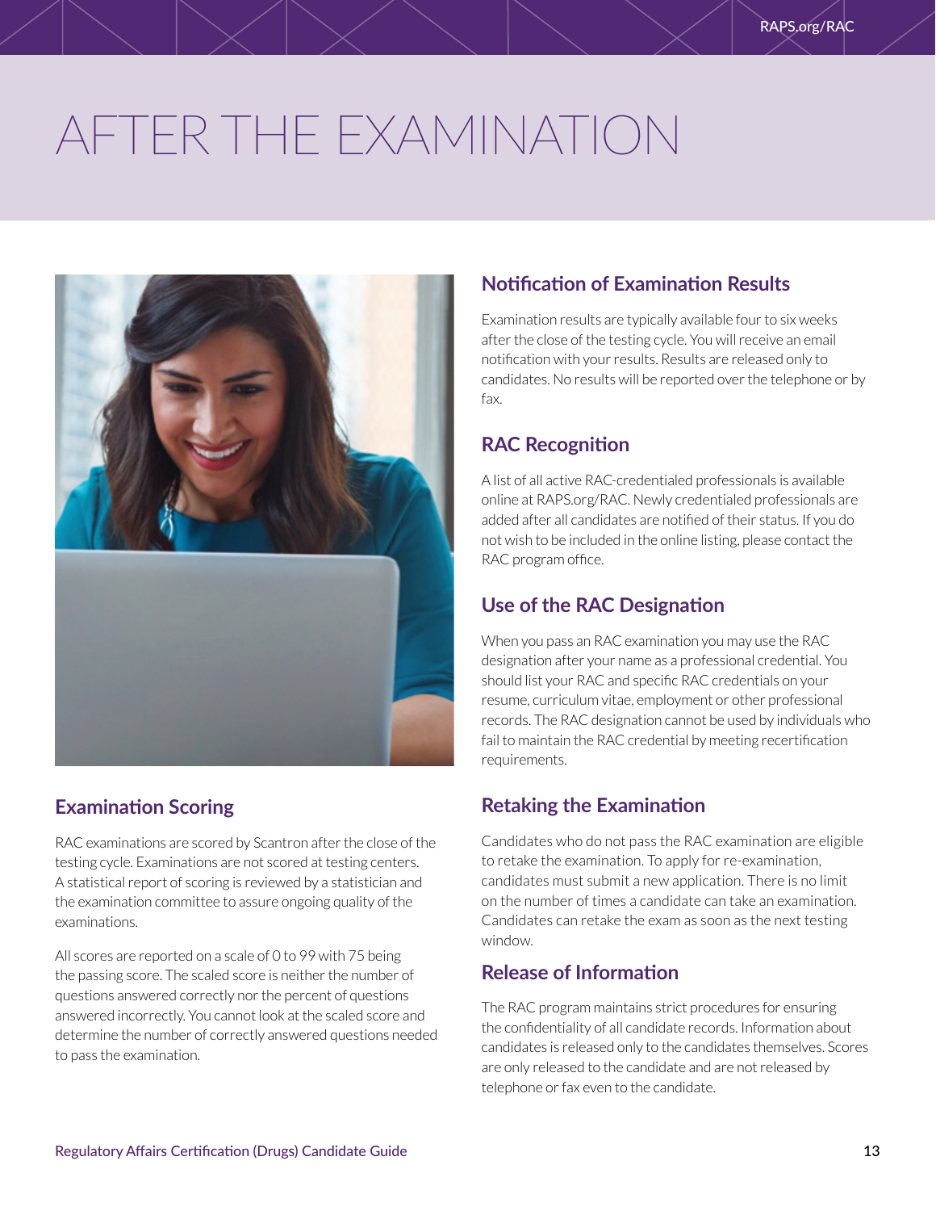# AFTER THE EXAMINATION

## Examination Scoring

RAC examinations are scored by Scantron after the close of the testing cycle. Examinations are not scored at testing centers. A statistical report of scoring is reviewed by a statistician and the examination committee to assure ongoing quality of the examinations.

All scores are reported on a scale of 0 to 99 with 75 being the passing score. The scaled score is neither the number of questions answered correctly nor the percent of questions answered incorrectly. You cannot look at the scaled score and determine the number of correctly answered questions needed to pass the examination.

## Notification of Examination Results

Examination results are typically available four to six weeks after the close of the testing cycle. You will receive an email notification with your results. Results are released only to candidates. No results will be reported over the telephone or by fax.

## RAC Recognition

A list of all active RAC-credentialed professionals is available online at RAPS.org/RAC. Newly credentialed professionals are added after all candidates are notified of their status. If you do not wish to be included in the online listing, please contact the RAC program office.

## Use of the RAC Designation

When you pass an RAC examination you may use the RAC designation after your name as a professional credential. You should list your RAC and specific RAC credentials on your resume, curriculum vitae, employment or other professional records. The RAC designation cannot be used by individuals who fail to maintain the RAC credential by meeting recertification requirements.

## Retaking the Examination

Candidates who do not pass the RAC examination are eligible to retake the examination. To apply for re-examination, candidates must submit a new application. There is no limit on the number of times a candidate can take an examination. Candidates can retake the exam as soon as the next testing window.

## Release of Information

The RAC program maintains strict procedures for ensuring the confidentiality of all candidate records. Information about candidates is released only to the candidates themselves. Scores are only released to the candidate and are not released by telephone or fax even to the candidate.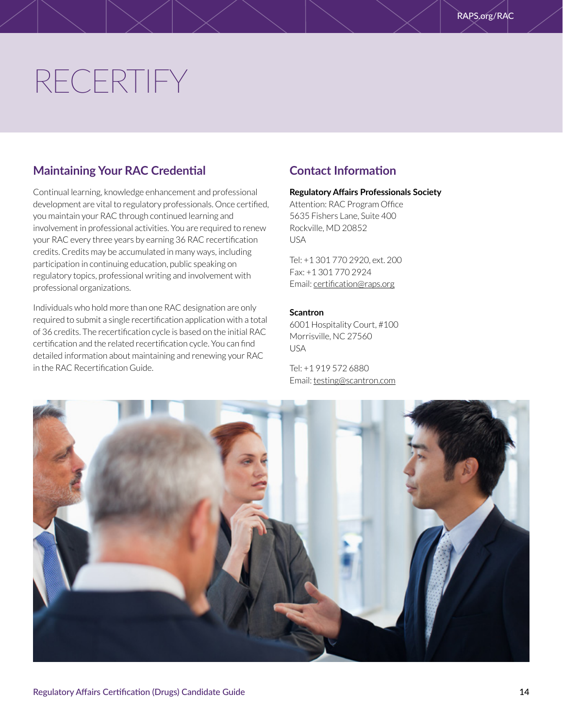# RECERTIFY

## Maintaining Your RAC Credential

Continual learning, knowledge enhancement and professional development are vital to regulatory professionals. Once certified, you maintain your RAC through continued learning and involvement in professional activities. You are required to renew your RAC every three years by earning 36 RAC recertification credits. Credits may be accumulated in many ways, including participation in continuing education, public speaking on regulatory topics, professional writing and involvement with professional organizations.

Individuals who hold more than one RAC designation are only required to submit a single recertification application with a total of 36 credits. The recertification cycle is based on the initial RAC certification and the related recertification cycle. You can find detailed information about maintaining and renewing your RAC in the RAC Recertification Guide.

## Contact Information

**Regulatory Affairs Professionals Society**
Attention: RAC Program Office
5635 Fishers Lane, Suite 400
Rockville, MD 20852
USA

Tel: +1 301 770 2920, ext. 200
Fax: +1 301 770 2924
Email: certification@raps.org

**Scantron**
6001 Hospitality Court, #100
Morrisville, NC 27560
USA

Tel: +1 919 572 6880
Email: testing@scantron.com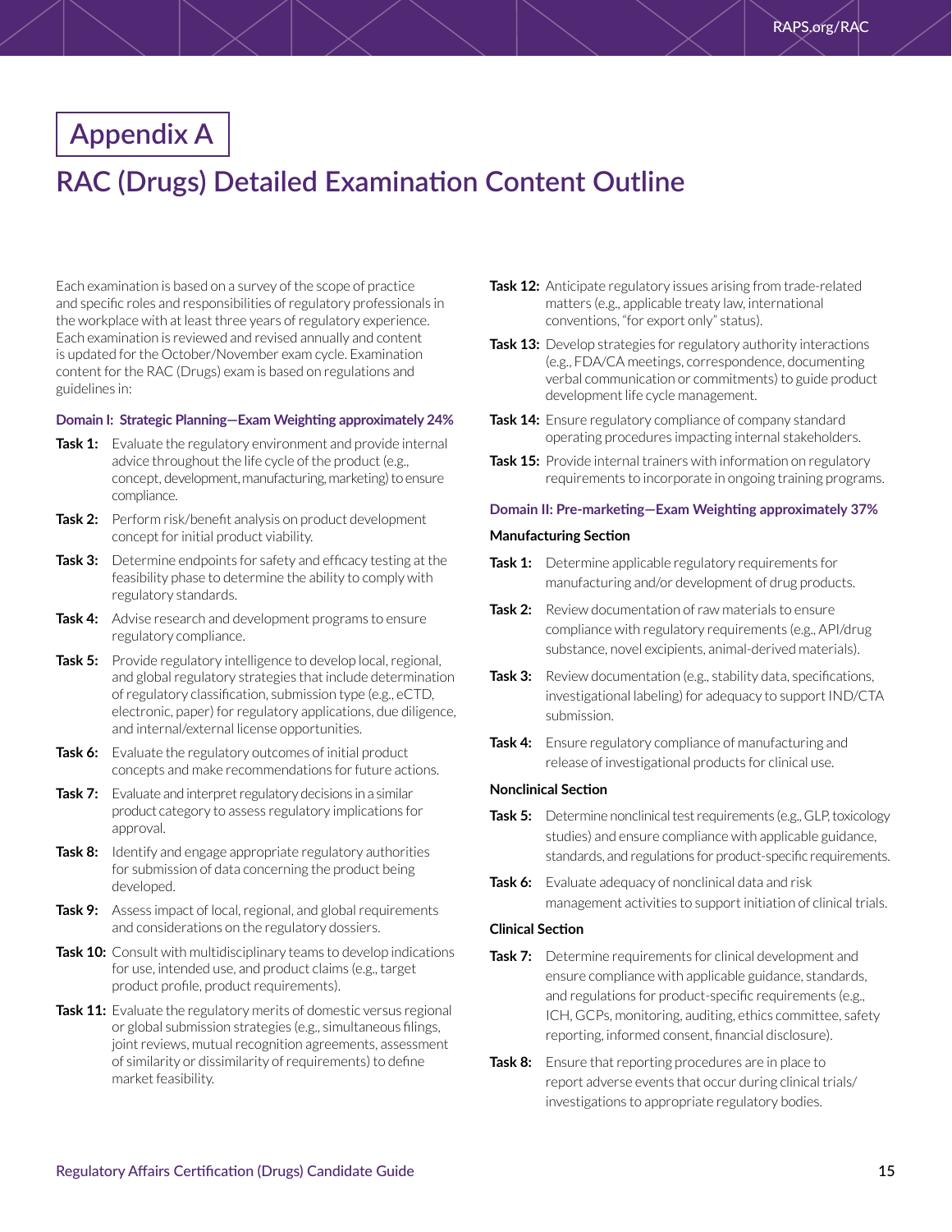# Appendix A

## RAC (Drugs) Detailed Examination Content Outline

Each examination is based on a survey of the scope of practice and specific roles and responsibilities of regulatory professionals in the workplace with at least three years of regulatory experience. Each examination is reviewed and revised annually and content is updated for the October/November exam cycle. Examination content for the RAC (Drugs) exam is based on regulations and guidelines in:

### Domain I: Strategic Planning—Exam Weighting approximately 24%

**Task 1:** Evaluate the regulatory environment and provide internal advice throughout the life cycle of the product (e.g., concept, development, manufacturing, marketing) to ensure compliance.

**Task 2:** Perform risk/benefit analysis on product development concept for initial product viability.

**Task 3:** Determine endpoints for safety and efficacy testing at the feasibility phase to determine the ability to comply with regulatory standards.

**Task 4:** Advise research and development programs to ensure regulatory compliance.

**Task 5:** Provide regulatory intelligence to develop local, regional, and global regulatory strategies that include determination of regulatory classification, submission type (e.g., eCTD, electronic, paper) for regulatory applications, due diligence, and internal/external license opportunities.

**Task 6:** Evaluate the regulatory outcomes of initial product concepts and make recommendations for future actions.

**Task 7:** Evaluate and interpret regulatory decisions in a similar product category to assess regulatory implications for approval.

**Task 8:** Identify and engage appropriate regulatory authorities for submission of data concerning the product being developed.

**Task 9:** Assess impact of local, regional, and global requirements and considerations on the regulatory dossiers.

**Task 10:** Consult with multidisciplinary teams to develop indications for use, intended use, and product claims (e.g., target product profile, product requirements).

**Task 11:** Evaluate the regulatory merits of domestic versus regional or global submission strategies (e.g., simultaneous filings, joint reviews, mutual recognition agreements, assessment of similarity or dissimilarity of requirements) to define market feasibility.

**Task 12:** Anticipate regulatory issues arising from trade-related matters (e.g., applicable treaty law, international conventions, "for export only" status).

**Task 13:** Develop strategies for regulatory authority interactions (e.g., FDA/CA meetings, correspondence, documenting verbal communication or commitments) to guide product development life cycle management.

**Task 14:** Ensure regulatory compliance of company standard operating procedures impacting internal stakeholders.

**Task 15:** Provide internal trainers with information on regulatory requirements to incorporate in ongoing training programs.

### Domain II: Pre-marketing—Exam Weighting approximately 37%

#### Manufacturing Section

**Task 1:** Determine applicable regulatory requirements for manufacturing and/or development of drug products.

**Task 2:** Review documentation of raw materials to ensure compliance with regulatory requirements (e.g., API/drug substance, novel excipients, animal-derived materials).

**Task 3:** Review documentation (e.g., stability data, specifications, investigational labeling) for adequacy to support IND/CTA submission.

**Task 4:** Ensure regulatory compliance of manufacturing and release of investigational products for clinical use.

#### Nonclinical Section

**Task 5:** Determine nonclinical test requirements (e.g., GLP, toxicology studies) and ensure compliance with applicable guidance, standards, and regulations for product-specific requirements.

**Task 6:** Evaluate adequacy of nonclinical data and risk management activities to support initiation of clinical trials.

#### Clinical Section

**Task 7:** Determine requirements for clinical development and ensure compliance with applicable guidance, standards, and regulations for product-specific requirements (e.g., ICH, GCPs, monitoring, auditing, ethics committee, safety reporting, informed consent, financial disclosure).

**Task 8:** Ensure that reporting procedures are in place to report adverse events that occur during clinical trials/investigations to appropriate regulatory bodies.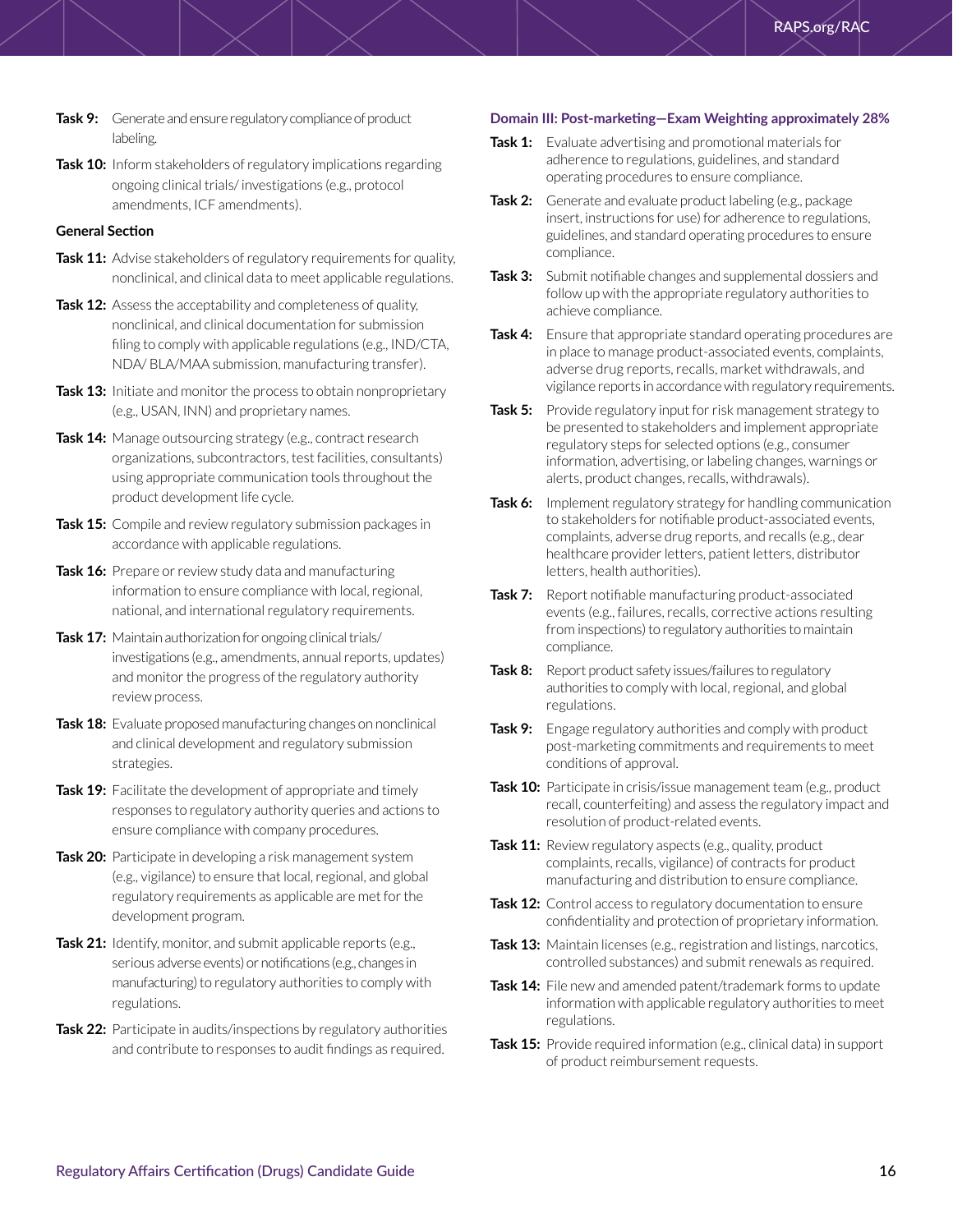**Task 9:** Generate and ensure regulatory compliance of product labeling.

**Task 10:** Inform stakeholders of regulatory implications regarding ongoing clinical trials/ investigations (e.g., protocol amendments, ICF amendments).

**General Section**

**Task 11:** Advise stakeholders of regulatory requirements for quality, nonclinical, and clinical data to meet applicable regulations.

**Task 12:** Assess the acceptability and completeness of quality, nonclinical, and clinical documentation for submission filing to comply with applicable regulations (e.g., IND/CTA, NDA/ BLA/MAA submission, manufacturing transfer).

**Task 13:** Initiate and monitor the process to obtain nonproprietary (e.g., USAN, INN) and proprietary names.

**Task 14:** Manage outsourcing strategy (e.g., contract research organizations, subcontractors, test facilities, consultants) using appropriate communication tools throughout the product development life cycle.

**Task 15:** Compile and review regulatory submission packages in accordance with applicable regulations.

**Task 16:** Prepare or review study data and manufacturing information to ensure compliance with local, regional, national, and international regulatory requirements.

**Task 17:** Maintain authorization for ongoing clinical trials/ investigations (e.g., amendments, annual reports, updates) and monitor the progress of the regulatory authority review process.

**Task 18:** Evaluate proposed manufacturing changes on nonclinical and clinical development and regulatory submission strategies.

**Task 19:** Facilitate the development of appropriate and timely responses to regulatory authority queries and actions to ensure compliance with company procedures.

**Task 20:** Participate in developing a risk management system (e.g., vigilance) to ensure that local, regional, and global regulatory requirements as applicable are met for the development program.

**Task 21:** Identify, monitor, and submit applicable reports (e.g., serious adverse events) or notifications (e.g., changes in manufacturing) to regulatory authorities to comply with regulations.

**Task 22:** Participate in audits/inspections by regulatory authorities and contribute to responses to audit findings as required.

**Domain III: Post-marketing—Exam Weighting approximately 28%**

**Task 1:** Evaluate advertising and promotional materials for adherence to regulations, guidelines, and standard operating procedures to ensure compliance.

**Task 2:** Generate and evaluate product labeling (e.g., package insert, instructions for use) for adherence to regulations, guidelines, and standard operating procedures to ensure compliance.

**Task 3:** Submit notifiable changes and supplemental dossiers and follow up with the appropriate regulatory authorities to achieve compliance.

**Task 4:** Ensure that appropriate standard operating procedures are in place to manage product-associated events, complaints, adverse drug reports, recalls, market withdrawals, and vigilance reports in accordance with regulatory requirements.

**Task 5:** Provide regulatory input for risk management strategy to be presented to stakeholders and implement appropriate regulatory steps for selected options (e.g., consumer information, advertising, or labeling changes, warnings or alerts, product changes, recalls, withdrawals).

**Task 6:** Implement regulatory strategy for handling communication to stakeholders for notifiable product-associated events, complaints, adverse drug reports, and recalls (e.g., dear healthcare provider letters, patient letters, distributor letters, health authorities).

**Task 7:** Report notifiable manufacturing product-associated events (e.g., failures, recalls, corrective actions resulting from inspections) to regulatory authorities to maintain compliance.

**Task 8:** Report product safety issues/failures to regulatory authorities to comply with local, regional, and global regulations.

**Task 9:** Engage regulatory authorities and comply with product post-marketing commitments and requirements to meet conditions of approval.

**Task 10:** Participate in crisis/issue management team (e.g., product recall, counterfeiting) and assess the regulatory impact and resolution of product-related events.

**Task 11:** Review regulatory aspects (e.g., quality, product complaints, recalls, vigilance) of contracts for product manufacturing and distribution to ensure compliance.

**Task 12:** Control access to regulatory documentation to ensure confidentiality and protection of proprietary information.

**Task 13:** Maintain licenses (e.g., registration and listings, narcotics, controlled substances) and submit renewals as required.

**Task 14:** File new and amended patent/trademark forms to update information with applicable regulatory authorities to meet regulations.

**Task 15:** Provide required information (e.g., clinical data) in support of product reimbursement requests.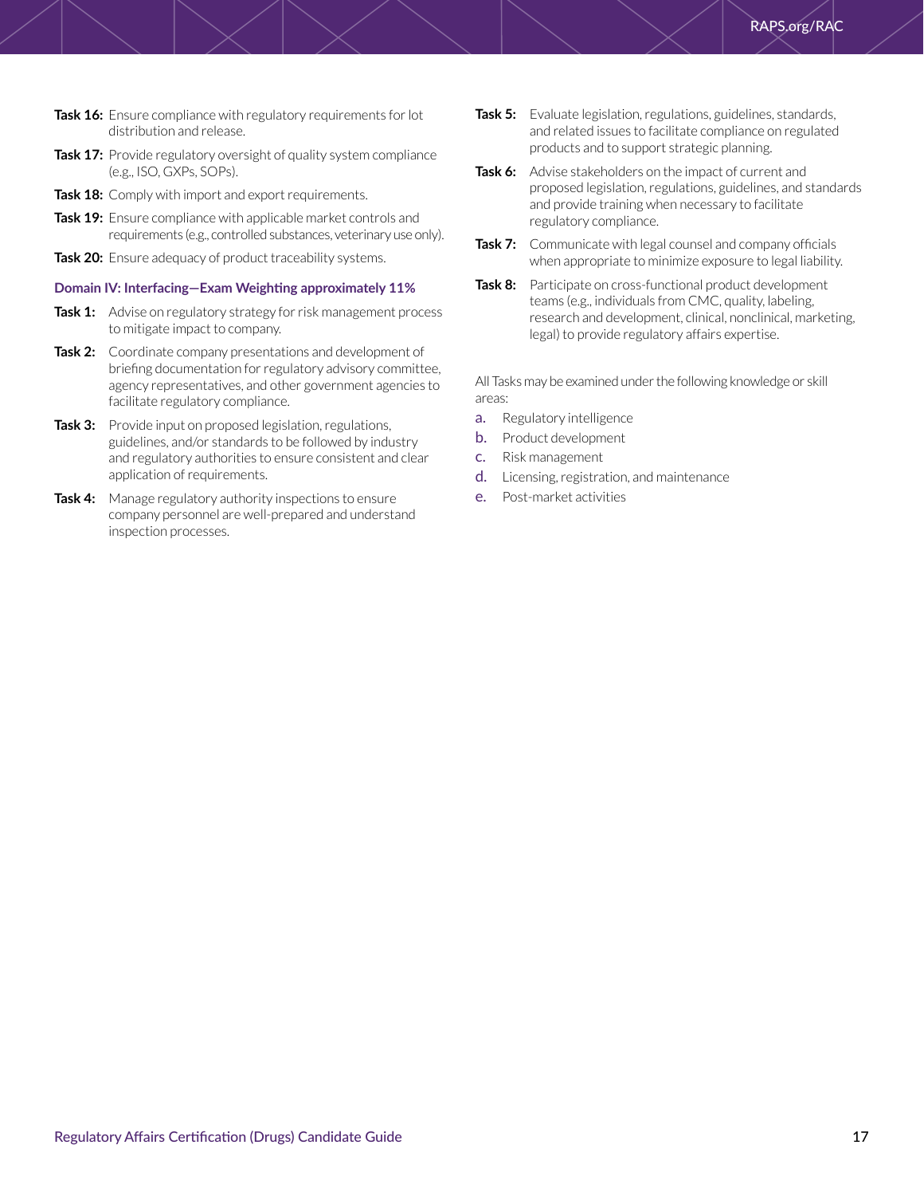**Task 16:** Ensure compliance with regulatory requirements for lot distribution and release.

**Task 17:** Provide regulatory oversight of quality system compliance (e.g., ISO, GXPs, SOPs).

**Task 18:** Comply with import and export requirements.

**Task 19:** Ensure compliance with applicable market controls and requirements (e.g., controlled substances, veterinary use only).

**Task 20:** Ensure adequacy of product traceability systems.

### Domain IV: Interfacing—Exam Weighting approximately 11%

**Task 1:** Advise on regulatory strategy for risk management process to mitigate impact to company.

**Task 2:** Coordinate company presentations and development of briefing documentation for regulatory advisory committee, agency representatives, and other government agencies to facilitate regulatory compliance.

**Task 3:** Provide input on proposed legislation, regulations, guidelines, and/or standards to be followed by industry and regulatory authorities to ensure consistent and clear application of requirements.

**Task 4:** Manage regulatory authority inspections to ensure company personnel are well-prepared and understand inspection processes.

**Task 5:** Evaluate legislation, regulations, guidelines, standards, and related issues to facilitate compliance on regulated products and to support strategic planning.

**Task 6:** Advise stakeholders on the impact of current and proposed legislation, regulations, guidelines, and standards and provide training when necessary to facilitate regulatory compliance.

**Task 7:** Communicate with legal counsel and company officials when appropriate to minimize exposure to legal liability.

**Task 8:** Participate on cross-functional product development teams (e.g., individuals from CMC, quality, labeling, research and development, clinical, nonclinical, marketing, legal) to provide regulatory affairs expertise.

All Tasks may be examined under the following knowledge or skill areas:

a. Regulatory intelligence
b. Product development
c. Risk management
d. Licensing, registration, and maintenance
e. Post-market activities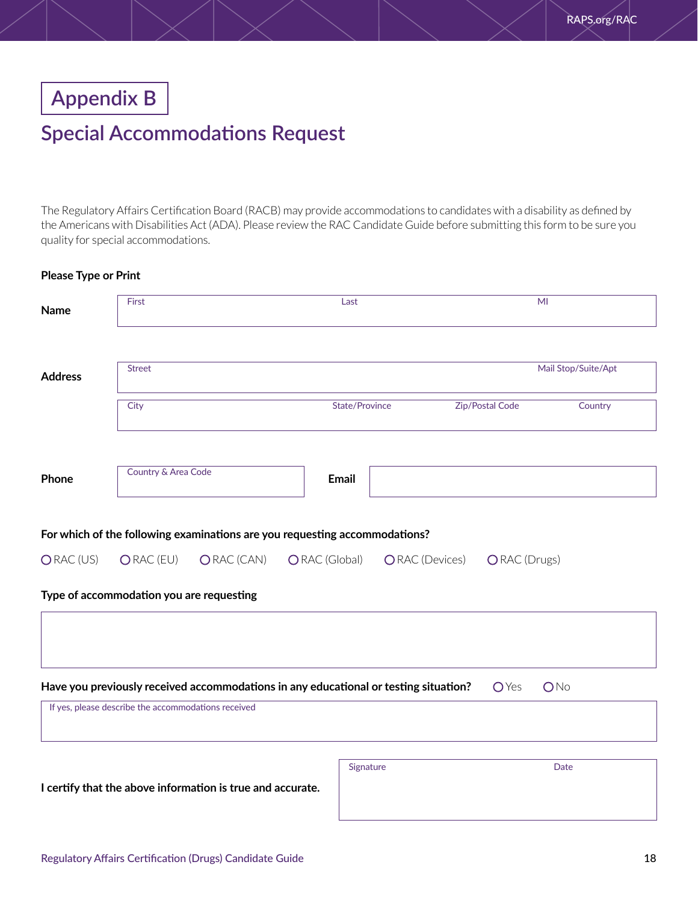# Appendix B

## Special Accommodations Request

The Regulatory Affairs Certification Board (RACB) may provide accommodations to candidates with a disability as defined by the Americans with Disabilities Act (ADA). Please review the RAC Candidate Guide before submitting this form to be sure you quality for special accommodations.

**Please Type or Print**

**Name**

| First | Last | MI |
|---|---|---|
| | | |

**Address**

| Street | | | Mail Stop/Suite/Apt |
|---|---|---|---|
| | | | |

| City | State/Province | Zip/Postal Code | Country |
|---|---|---|---|
| | | | |

**Phone** Country & Area Code ____________ **Email** ____________

**For which of the following examinations are you requesting accommodations?**

- ○ RAC (US)
- ○ RAC (EU)
- ○ RAC (CAN)
- ○ RAC (Global)
- ○ RAC (Devices)
- ○ RAC (Drugs)

**Type of accommodation you are requesting**

____________

**Have you previously received accommodations in any educational or testing situation?** ○ Yes ○ No

If yes, please describe the accommodations received

____________

**I certify that the above information is true and accurate.**

| Signature | Date |
|---|---|
| | |

Regulatory Affairs Certification (Drugs) Candidate Guide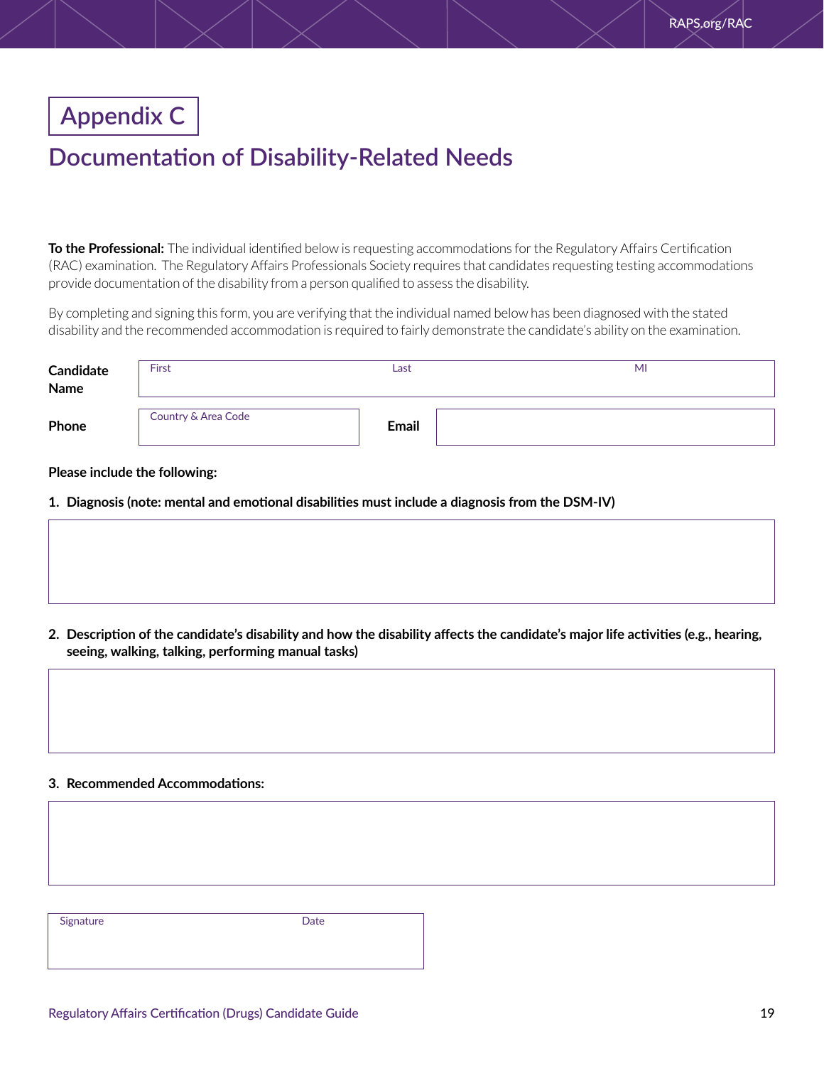# Appendix C

## Documentation of Disability-Related Needs

**To the Professional:** The individual identified below is requesting accommodations for the Regulatory Affairs Certification (RAC) examination. The Regulatory Affairs Professionals Society requires that candidates requesting testing accommodations provide documentation of the disability from a person qualified to assess the disability.

By completing and signing this form, you are verifying that the individual named below has been diagnosed with the stated disability and the recommended accommodation is required to fairly demonstrate the candidate's ability on the examination.

**Candidate Name**

| First | Last | MI |
| --- | --- | --- |
| | | |

**Phone**

| Country & Area Code |
| --- |
| |

**Email**

| |
| --- |
| |

**Please include the following:**

1. **Diagnosis (note: mental and emotional disabilities must include a diagnosis from the DSM-IV)**

2. **Description of the candidate's disability and how the disability affects the candidate's major life activities (e.g., hearing, seeing, walking, talking, performing manual tasks)**

3. **Recommended Accommodations:**

| Signature | Date |
| --- | --- |
| | |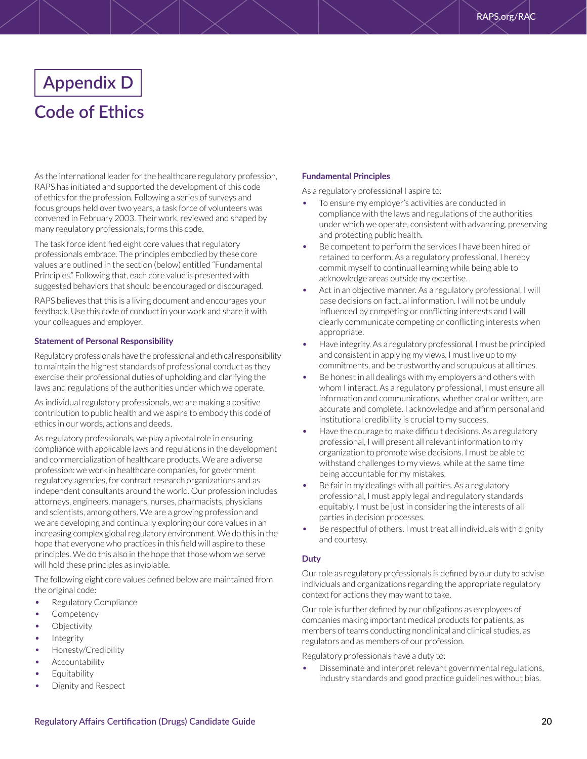# Appendix D

## Code of Ethics

As the international leader for the healthcare regulatory profession, RAPS has initiated and supported the development of this code of ethics for the profession. Following a series of surveys and focus groups held over two years, a task force of volunteers was convened in February 2003. Their work, reviewed and shaped by many regulatory professionals, forms this code.

The task force identified eight core values that regulatory professionals embrace. The principles embodied by these core values are outlined in the section (below) entitled "Fundamental Principles." Following that, each core value is presented with suggested behaviors that should be encouraged or discouraged.

RAPS believes that this is a living document and encourages your feedback. Use this code of conduct in your work and share it with your colleagues and employer.

### Statement of Personal Responsibility

Regulatory professionals have the professional and ethical responsibility to maintain the highest standards of professional conduct as they exercise their professional duties of upholding and clarifying the laws and regulations of the authorities under which we operate.

As individual regulatory professionals, we are making a positive contribution to public health and we aspire to embody this code of ethics in our words, actions and deeds.

As regulatory professionals, we play a pivotal role in ensuring compliance with applicable laws and regulations in the development and commercialization of healthcare products. We are a diverse profession: we work in healthcare companies, for government regulatory agencies, for contract research organizations and as independent consultants around the world. Our profession includes attorneys, engineers, managers, nurses, pharmacists, physicians and scientists, among others. We are a growing profession and we are developing and continually exploring our core values in an increasing complex global regulatory environment. We do this in the hope that everyone who practices in this field will aspire to these principles. We do this also in the hope that those whom we serve will hold these principles as inviolable.

The following eight core values defined below are maintained from the original code:

- Regulatory Compliance
- Competency
- Objectivity
- Integrity
- Honesty/Credibility
- Accountability
- Equitability
- Dignity and Respect

### Fundamental Principles

As a regulatory professional I aspire to:

- To ensure my employer's activities are conducted in compliance with the laws and regulations of the authorities under which we operate, consistent with advancing, preserving and protecting public health.
- Be competent to perform the services I have been hired or retained to perform. As a regulatory professional, I hereby commit myself to continual learning while being able to acknowledge areas outside my expertise.
- Act in an objective manner. As a regulatory professional, I will base decisions on factual information. I will not be unduly influenced by competing or conflicting interests and I will clearly communicate competing or conflicting interests when appropriate.
- Have integrity. As a regulatory professional, I must be principled and consistent in applying my views. I must live up to my commitments, and be trustworthy and scrupulous at all times.
- Be honest in all dealings with my employers and others with whom I interact. As a regulatory professional, I must ensure all information and communications, whether oral or written, are accurate and complete. I acknowledge and affirm personal and institutional credibility is crucial to my success.
- Have the courage to make difficult decisions. As a regulatory professional, I will present all relevant information to my organization to promote wise decisions. I must be able to withstand challenges to my views, while at the same time being accountable for my mistakes.
- Be fair in my dealings with all parties. As a regulatory professional, I must apply legal and regulatory standards equitably. I must be just in considering the interests of all parties in decision processes.
- Be respectful of others. I must treat all individuals with dignity and courtesy.

### Duty

Our role as regulatory professionals is defined by our duty to advise individuals and organizations regarding the appropriate regulatory context for actions they may want to take.

Our role is further defined by our obligations as employees of companies making important medical products for patients, as members of teams conducting nonclinical and clinical studies, as regulators and as members of our profession.

Regulatory professionals have a duty to:

- Disseminate and interpret relevant governmental regulations, industry standards and good practice guidelines without bias.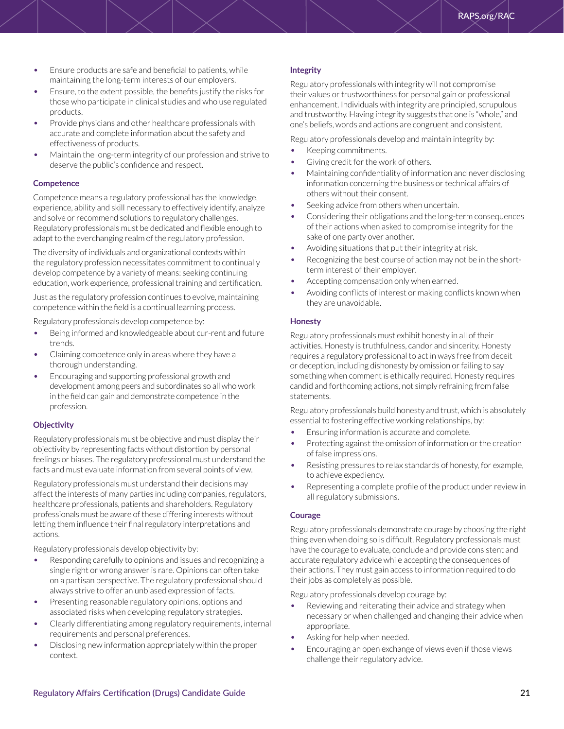- Ensure products are safe and beneficial to patients, while maintaining the long-term interests of our employers.
- Ensure, to the extent possible, the benefits justify the risks for those who participate in clinical studies and who use regulated products.
- Provide physicians and other healthcare professionals with accurate and complete information about the safety and effectiveness of products.
- Maintain the long-term integrity of our profession and strive to deserve the public's confidence and respect.

### Competence

Competence means a regulatory professional has the knowledge, experience, ability and skill necessary to effectively identify, analyze and solve or recommend solutions to regulatory challenges. Regulatory professionals must be dedicated and flexible enough to adapt to the everchanging realm of the regulatory profession.

The diversity of individuals and organizational contexts within the regulatory profession necessitates commitment to continually develop competence by a variety of means: seeking continuing education, work experience, professional training and certification.

Just as the regulatory profession continues to evolve, maintaining competence within the field is a continual learning process.

Regulatory professionals develop competence by:

- Being informed and knowledgeable about cur-rent and future trends.
- Claiming competence only in areas where they have a thorough understanding.
- Encouraging and supporting professional growth and development among peers and subordinates so all who work in the field can gain and demonstrate competence in the profession.

### Objectivity

Regulatory professionals must be objective and must display their objectivity by representing facts without distortion by personal feelings or biases. The regulatory professional must understand the facts and must evaluate information from several points of view.

Regulatory professionals must understand their decisions may affect the interests of many parties including companies, regulators, healthcare professionals, patients and shareholders. Regulatory professionals must be aware of these differing interests without letting them influence their final regulatory interpretations and actions.

Regulatory professionals develop objectivity by:

- Responding carefully to opinions and issues and recognizing a single right or wrong answer is rare. Opinions can often take on a partisan perspective. The regulatory professional should always strive to offer an unbiased expression of facts.
- Presenting reasonable regulatory opinions, options and associated risks when developing regulatory strategies.
- Clearly differentiating among regulatory requirements, internal requirements and personal preferences.
- Disclosing new information appropriately within the proper context.

### Integrity

Regulatory professionals with integrity will not compromise their values or trustworthiness for personal gain or professional enhancement. Individuals with integrity are principled, scrupulous and trustworthy. Having integrity suggests that one is "whole," and one's beliefs, words and actions are congruent and consistent.

Regulatory professionals develop and maintain integrity by:

- Keeping commitments.
- Giving credit for the work of others.
- Maintaining confidentiality of information and never disclosing information concerning the business or technical affairs of others without their consent.
- Seeking advice from others when uncertain.
- Considering their obligations and the long-term consequences of their actions when asked to compromise integrity for the sake of one party over another.
- Avoiding situations that put their integrity at risk.
- Recognizing the best course of action may not be in the short-term interest of their employer.
- Accepting compensation only when earned.
- Avoiding conflicts of interest or making conflicts known when they are unavoidable.

### Honesty

Regulatory professionals must exhibit honesty in all of their activities. Honesty is truthfulness, candor and sincerity. Honesty requires a regulatory professional to act in ways free from deceit or deception, including dishonesty by omission or failing to say something when comment is ethically required. Honesty requires candid and forthcoming actions, not simply refraining from false statements.

Regulatory professionals build honesty and trust, which is absolutely essential to fostering effective working relationships, by:

- Ensuring information is accurate and complete.
- Protecting against the omission of information or the creation of false impressions.
- Resisting pressures to relax standards of honesty, for example, to achieve expediency.
- Representing a complete profile of the product under review in all regulatory submissions.

### Courage

Regulatory professionals demonstrate courage by choosing the right thing even when doing so is difficult. Regulatory professionals must have the courage to evaluate, conclude and provide consistent and accurate regulatory advice while accepting the consequences of their actions. They must gain access to information required to do their jobs as completely as possible.

Regulatory professionals develop courage by:

- Reviewing and reiterating their advice and strategy when necessary or when challenged and changing their advice when appropriate.
- Asking for help when needed.
- Encouraging an open exchange of views even if those views challenge their regulatory advice.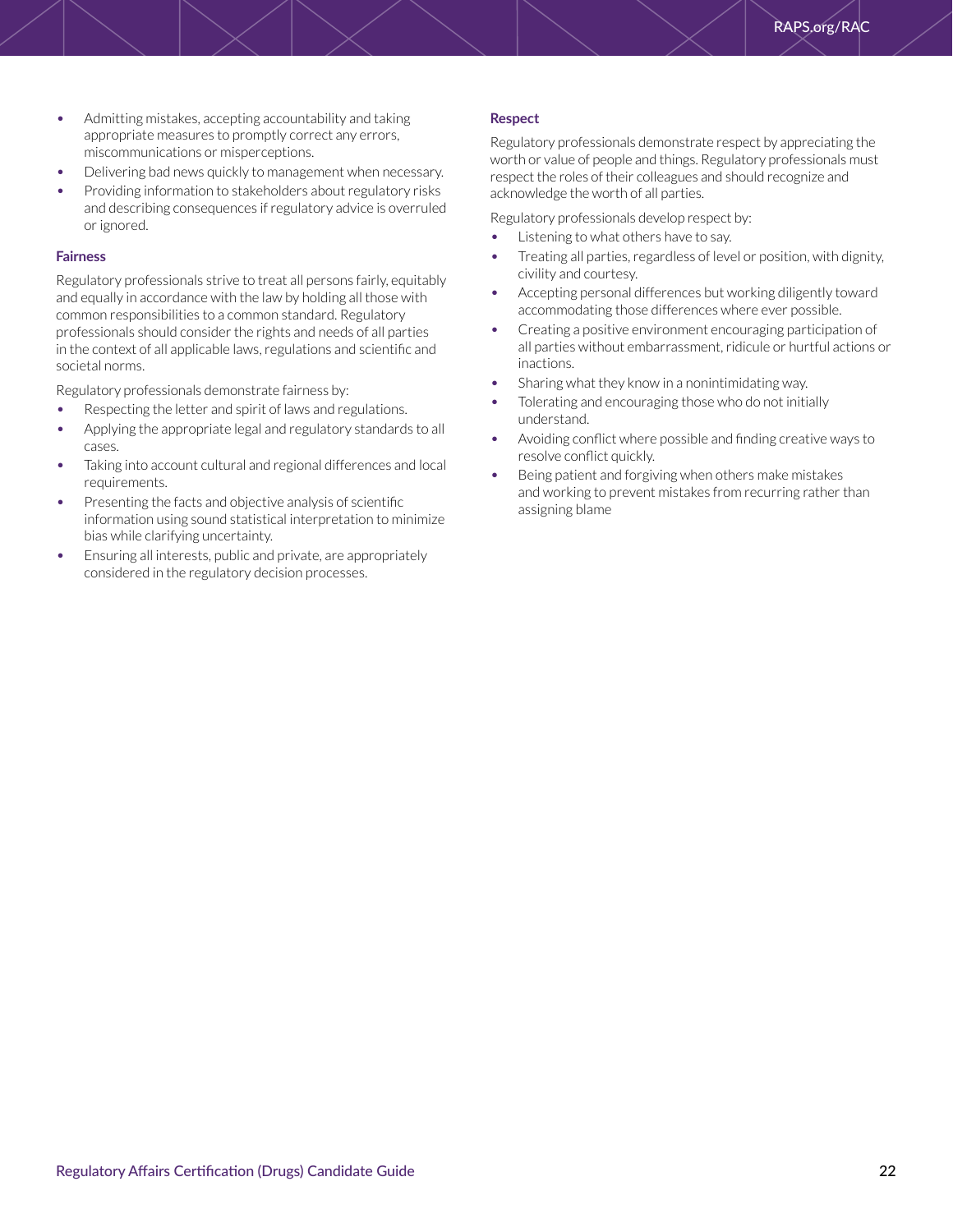- Admitting mistakes, accepting accountability and taking appropriate measures to promptly correct any errors, miscommunications or misperceptions.
- Delivering bad news quickly to management when necessary.
- Providing information to stakeholders about regulatory risks and describing consequences if regulatory advice is overruled or ignored.

### Fairness

Regulatory professionals strive to treat all persons fairly, equitably and equally in accordance with the law by holding all those with common responsibilities to a common standard. Regulatory professionals should consider the rights and needs of all parties in the context of all applicable laws, regulations and scientific and societal norms.

Regulatory professionals demonstrate fairness by:

- Respecting the letter and spirit of laws and regulations.
- Applying the appropriate legal and regulatory standards to all cases.
- Taking into account cultural and regional differences and local requirements.
- Presenting the facts and objective analysis of scientific information using sound statistical interpretation to minimize bias while clarifying uncertainty.
- Ensuring all interests, public and private, are appropriately considered in the regulatory decision processes.

### Respect

Regulatory professionals demonstrate respect by appreciating the worth or value of people and things. Regulatory professionals must respect the roles of their colleagues and should recognize and acknowledge the worth of all parties.

Regulatory professionals develop respect by:

- Listening to what others have to say.
- Treating all parties, regardless of level or position, with dignity, civility and courtesy.
- Accepting personal differences but working diligently toward accommodating those differences where ever possible.
- Creating a positive environment encouraging participation of all parties without embarrassment, ridicule or hurtful actions or inactions.
- Sharing what they know in a nonintimidating way.
- Tolerating and encouraging those who do not initially understand.
- Avoiding conflict where possible and finding creative ways to resolve conflict quickly.
- Being patient and forgiving when others make mistakes and working to prevent mistakes from recurring rather than assigning blame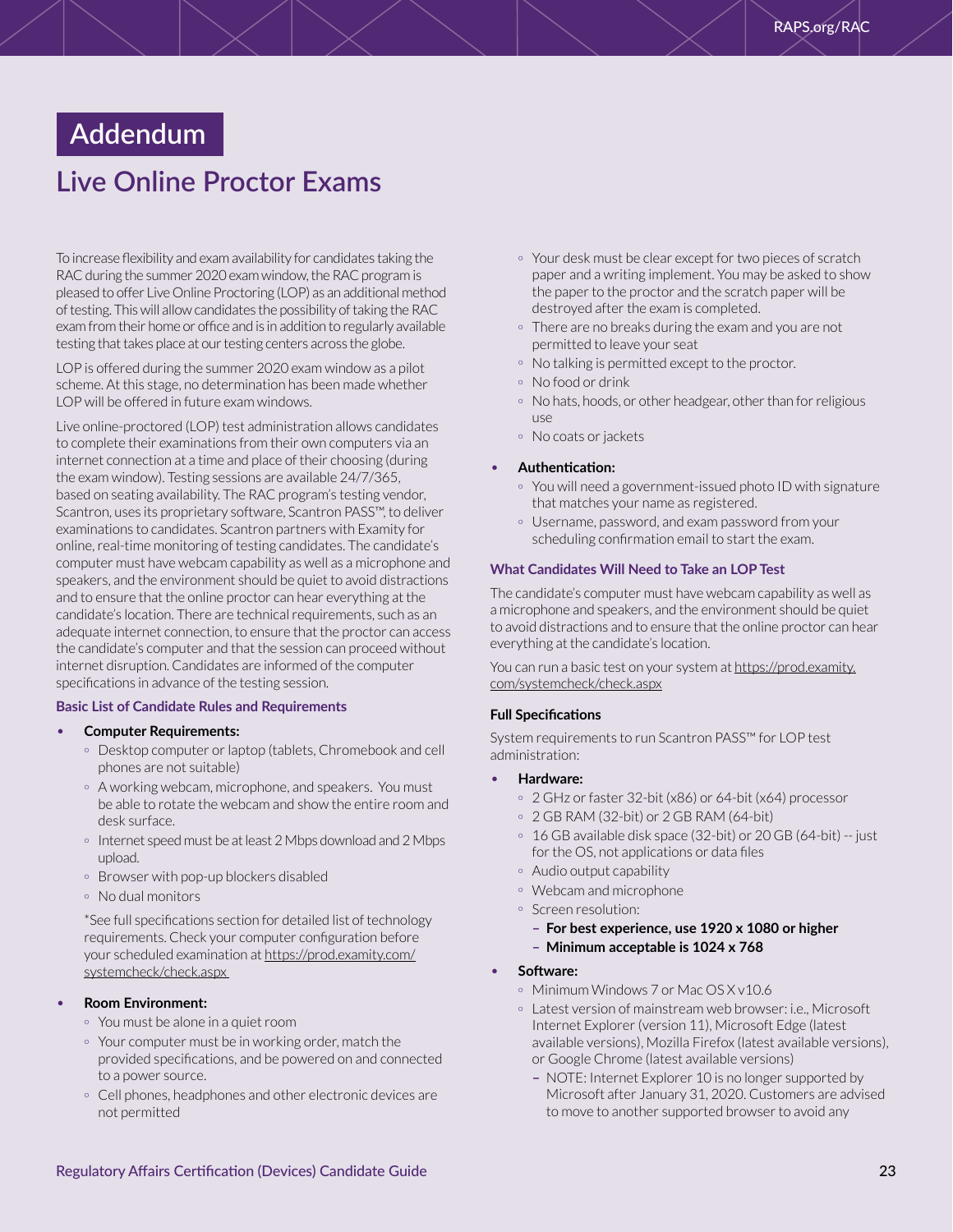# Addendum

## Live Online Proctor Exams

To increase flexibility and exam availability for candidates taking the RAC during the summer 2020 exam window, the RAC program is pleased to offer Live Online Proctoring (LOP) as an additional method of testing. This will allow candidates the possibility of taking the RAC exam from their home or office and is in addition to regularly available testing that takes place at our testing centers across the globe.

LOP is offered during the summer 2020 exam window as a pilot scheme. At this stage, no determination has been made whether LOP will be offered in future exam windows.

Live online-proctored (LOP) test administration allows candidates to complete their examinations from their own computers via an internet connection at a time and place of their choosing (during the exam window). Testing sessions are available 24/7/365, based on seating availability. The RAC program's testing vendor, Scantron, uses its proprietary software, Scantron PASS™, to deliver examinations to candidates. Scantron partners with Examity for online, real-time monitoring of testing candidates. The candidate's computer must have webcam capability as well as a microphone and speakers, and the environment should be quiet to avoid distractions and to ensure that the online proctor can hear everything at the candidate's location. There are technical requirements, such as an adequate internet connection, to ensure that the proctor can access the candidate's computer and that the session can proceed without internet disruption. Candidates are informed of the computer specifications in advance of the testing session.

#### Basic List of Candidate Rules and Requirements

- **Computer Requirements:**
  - Desktop computer or laptop (tablets, Chromebook and cell phones are not suitable)
  - A working webcam, microphone, and speakers. You must be able to rotate the webcam and show the entire room and desk surface.
  - Internet speed must be at least 2 Mbps download and 2 Mbps upload.
  - Browser with pop-up blockers disabled
  - No dual monitors

  *See full specifications section for detailed list of technology requirements. Check your computer configuration before your scheduled examination at https://prod.examity.com/systemcheck/check.aspx

- **Room Environment:**
  - You must be alone in a quiet room
  - Your computer must be in working order, match the provided specifications, and be powered on and connected to a power source.
  - Cell phones, headphones and other electronic devices are not permitted
  - Your desk must be clear except for two pieces of scratch paper and a writing implement. You may be asked to show the paper to the proctor and the scratch paper will be destroyed after the exam is completed.
  - There are no breaks during the exam and you are not permitted to leave your seat
  - No talking is permitted except to the proctor.
  - No food or drink
  - No hats, hoods, or other headgear, other than for religious use
  - No coats or jackets

- **Authentication:**
  - You will need a government-issued photo ID with signature that matches your name as registered.
  - Username, password, and exam password from your scheduling confirmation email to start the exam.

#### What Candidates Will Need to Take an LOP Test

The candidate's computer must have webcam capability as well as a microphone and speakers, and the environment should be quiet to avoid distractions and to ensure that the online proctor can hear everything at the candidate's location.

You can run a basic test on your system at https://prod.examity.com/systemcheck/check.aspx

#### Full Specifications

System requirements to run Scantron PASS™ for LOP test administration:

- **Hardware:**
  - 2 GHz or faster 32-bit (x86) or 64-bit (x64) processor
  - 2 GB RAM (32-bit) or 2 GB RAM (64-bit)
  - 16 GB available disk space (32-bit) or 20 GB (64-bit) -- just for the OS, not applications or data files
  - Audio output capability
  - Webcam and microphone
  - Screen resolution:
    - **For best experience, use 1920 x 1080 or higher**
    - **Minimum acceptable is 1024 x 768**

- **Software:**
  - Minimum Windows 7 or Mac OS X v10.6
  - Latest version of mainstream web browser: i.e., Microsoft Internet Explorer (version 11), Microsoft Edge (latest available versions), Mozilla Firefox (latest available versions), or Google Chrome (latest available versions)
    - NOTE: Internet Explorer 10 is no longer supported by Microsoft after January 31, 2020. Customers are advised to move to another supported browser to avoid any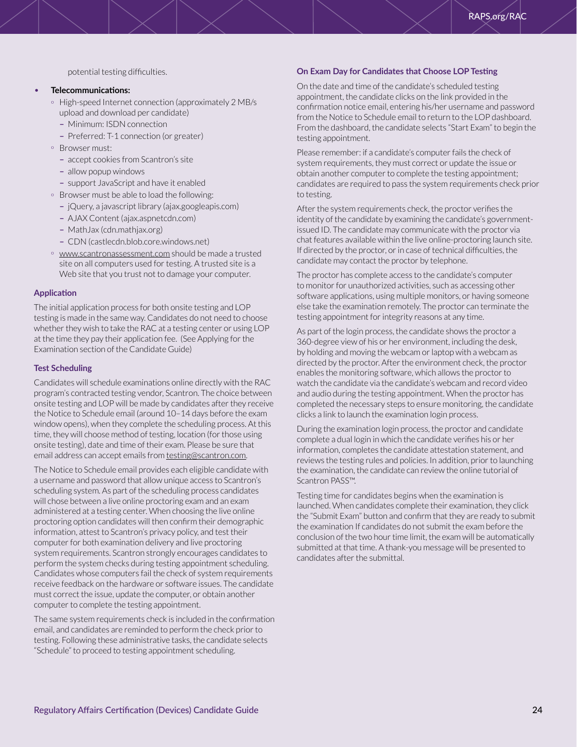potential testing difficulties.

- **Telecommunications:**
  - High-speed Internet connection (approximately 2 MB/s upload and download per candidate)
    - Minimum: ISDN connection
    - Preferred: T-1 connection (or greater)
  - Browser must:
    - accept cookies from Scantron's site
    - allow popup windows
    - support JavaScript and have it enabled
  - Browser must be able to load the following:
    - jQuery, a javascript library (ajax.googleapis.com)
    - AJAX Content (ajax.aspnetcdn.com)
    - MathJax (cdn.mathjax.org)
    - CDN (castlecdn.blob.core.windows.net)
  - www.scantronassessment.com should be made a trusted site on all computers used for testing. A trusted site is a Web site that you trust not to damage your computer.

### Application

The initial application process for both onsite testing and LOP testing is made in the same way. Candidates do not need to choose whether they wish to take the RAC at a testing center or using LOP at the time they pay their application fee. (See Applying for the Examination section of the Candidate Guide)

### Test Scheduling

Candidates will schedule examinations online directly with the RAC program's contracted testing vendor, Scantron. The choice between onsite testing and LOP will be made by candidates after they receive the Notice to Schedule email (around 10–14 days before the exam window opens), when they complete the scheduling process. At this time, they will choose method of testing, location (for those using onsite testing), date and time of their exam. Please be sure that email address can accept emails from testing@scantron.com.

The Notice to Schedule email provides each eligible candidate with a username and password that allow unique access to Scantron's scheduling system. As part of the scheduling process candidates will chose between a live online proctoring exam and an exam administered at a testing center. When choosing the live online proctoring option candidates will then confirm their demographic information, attest to Scantron's privacy policy, and test their computer for both examination delivery and live proctoring system requirements. Scantron strongly encourages candidates to perform the system checks during testing appointment scheduling. Candidates whose computers fail the check of system requirements receive feedback on the hardware or software issues. The candidate must correct the issue, update the computer, or obtain another computer to complete the testing appointment.

The same system requirements check is included in the confirmation email, and candidates are reminded to perform the check prior to testing. Following these administrative tasks, the candidate selects "Schedule" to proceed to testing appointment scheduling.

### On Exam Day for Candidates that Choose LOP Testing

On the date and time of the candidate's scheduled testing appointment, the candidate clicks on the link provided in the confirmation notice email, entering his/her username and password from the Notice to Schedule email to return to the LOP dashboard. From the dashboard, the candidate selects "Start Exam" to begin the testing appointment.

Please remember: if a candidate's computer fails the check of system requirements, they must correct or update the issue or obtain another computer to complete the testing appointment; candidates are required to pass the system requirements check prior to testing.

After the system requirements check, the proctor verifies the identity of the candidate by examining the candidate's government-issued ID. The candidate may communicate with the proctor via chat features available within the live online-proctoring launch site. If directed by the proctor, or in case of technical difficulties, the candidate may contact the proctor by telephone.

The proctor has complete access to the candidate's computer to monitor for unauthorized activities, such as accessing other software applications, using multiple monitors, or having someone else take the examination remotely. The proctor can terminate the testing appointment for integrity reasons at any time.

As part of the login process, the candidate shows the proctor a 360-degree view of his or her environment, including the desk, by holding and moving the webcam or laptop with a webcam as directed by the proctor. After the environment check, the proctor enables the monitoring software, which allows the proctor to watch the candidate via the candidate's webcam and record video and audio during the testing appointment. When the proctor has completed the necessary steps to ensure monitoring, the candidate clicks a link to launch the examination login process.

During the examination login process, the proctor and candidate complete a dual login in which the candidate verifies his or her information, completes the candidate attestation statement, and reviews the testing rules and policies. In addition, prior to launching the examination, the candidate can review the online tutorial of Scantron PASS™.

Testing time for candidates begins when the examination is launched. When candidates complete their examination, they click the "Submit Exam" button and confirm that they are ready to submit the examination If candidates do not submit the exam before the conclusion of the two hour time limit, the exam will be automatically submitted at that time. A thank-you message will be presented to candidates after the submittal.